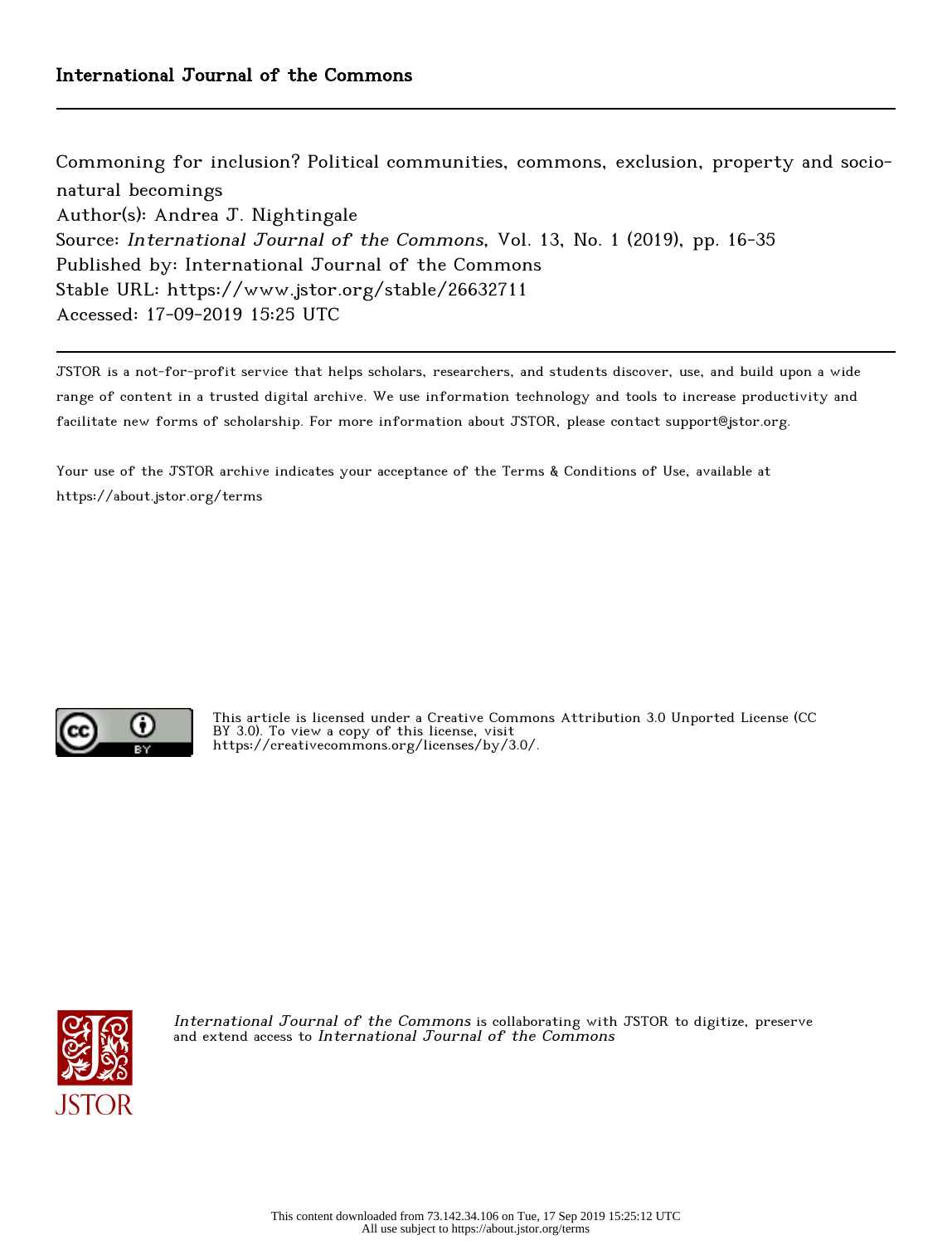International Journal of the Commons

Commoning for inclusion? Political communities, commons, exclusion, property and socio-natural becomings
Author(s): Andrea J. Nightingale
Source: *International Journal of the Commons*, Vol. 13, No. 1 (2019), pp. 16-35
Published by: International Journal of the Commons
Stable URL: https://www.jstor.org/stable/26632711
Accessed: 17-09-2019 15:25 UTC

JSTOR is a not-for-profit service that helps scholars, researchers, and students discover, use, and build upon a wide range of content in a trusted digital archive. We use information technology and tools to increase productivity and facilitate new forms of scholarship. For more information about JSTOR, please contact support@jstor.org.

Your use of the JSTOR archive indicates your acceptance of the Terms & Conditions of Use, available at https://about.jstor.org/terms

This article is licensed under a Creative Commons Attribution 3.0 Unported License (CC BY 3.0). To view a copy of this license, visit https://creativecommons.org/licenses/by/3.0/.

*International Journal of the Commons* is collaborating with JSTOR to digitize, preserve and extend access to *International Journal of the Commons*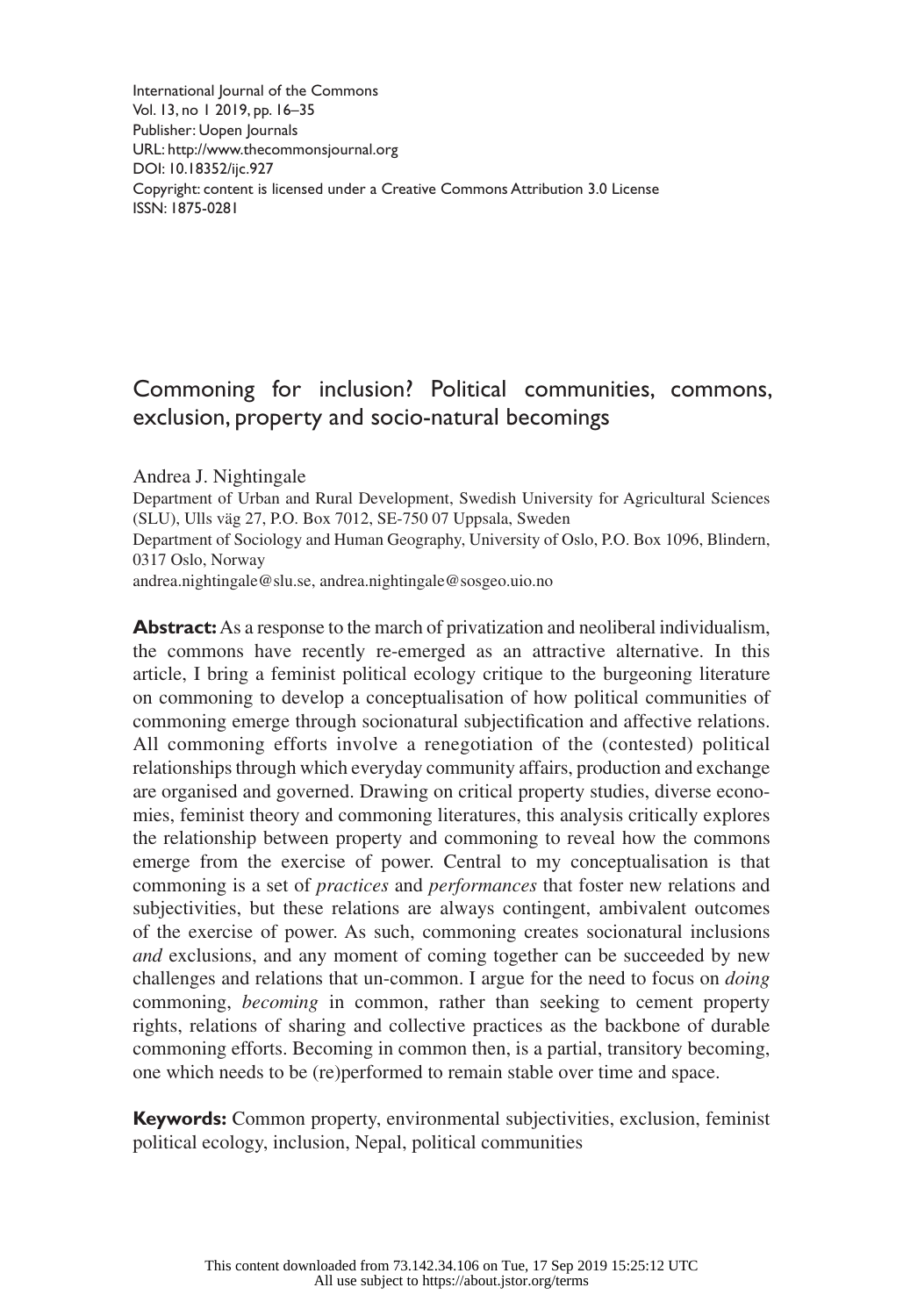International Journal of the Commons
Vol. 13, no 1 2019, pp. 16–35
Publisher: Uopen Journals
URL: http://www.thecommonsjournal.org
DOI: 10.18352/ijc.927
Copyright: content is licensed under a Creative Commons Attribution 3.0 License
ISSN: 1875-0281

# Commoning for inclusion? Political communities, commons, exclusion, property and socio-natural becomings

Andrea J. Nightingale

Department of Urban and Rural Development, Swedish University for Agricultural Sciences (SLU), Ulls väg 27, P.O. Box 7012, SE-750 07 Uppsala, Sweden

Department of Sociology and Human Geography, University of Oslo, P.O. Box 1096, Blindern, 0317 Oslo, Norway

andrea.nightingale@slu.se, andrea.nightingale@sosgeo.uio.no

**Abstract:** As a response to the march of privatization and neoliberal individualism, the commons have recently re-emerged as an attractive alternative. In this article, I bring a feminist political ecology critique to the burgeoning literature on commoning to develop a conceptualisation of how political communities of commoning emerge through socionatural subjectification and affective relations. All commoning efforts involve a renegotiation of the (contested) political relationships through which everyday community affairs, production and exchange are organised and governed. Drawing on critical property studies, diverse economies, feminist theory and commoning literatures, this analysis critically explores the relationship between property and commoning to reveal how the commons emerge from the exercise of power. Central to my conceptualisation is that commoning is a set of *practices* and *performances* that foster new relations and subjectivities, but these relations are always contingent, ambivalent outcomes of the exercise of power. As such, commoning creates socionatural inclusions *and* exclusions, and any moment of coming together can be succeeded by new challenges and relations that un-common. I argue for the need to focus on *doing* commoning, *becoming* in common, rather than seeking to cement property rights, relations of sharing and collective practices as the backbone of durable commoning efforts. Becoming in common then, is a partial, transitory becoming, one which needs to be (re)performed to remain stable over time and space.

**Keywords:** Common property, environmental subjectivities, exclusion, feminist political ecology, inclusion, Nepal, political communities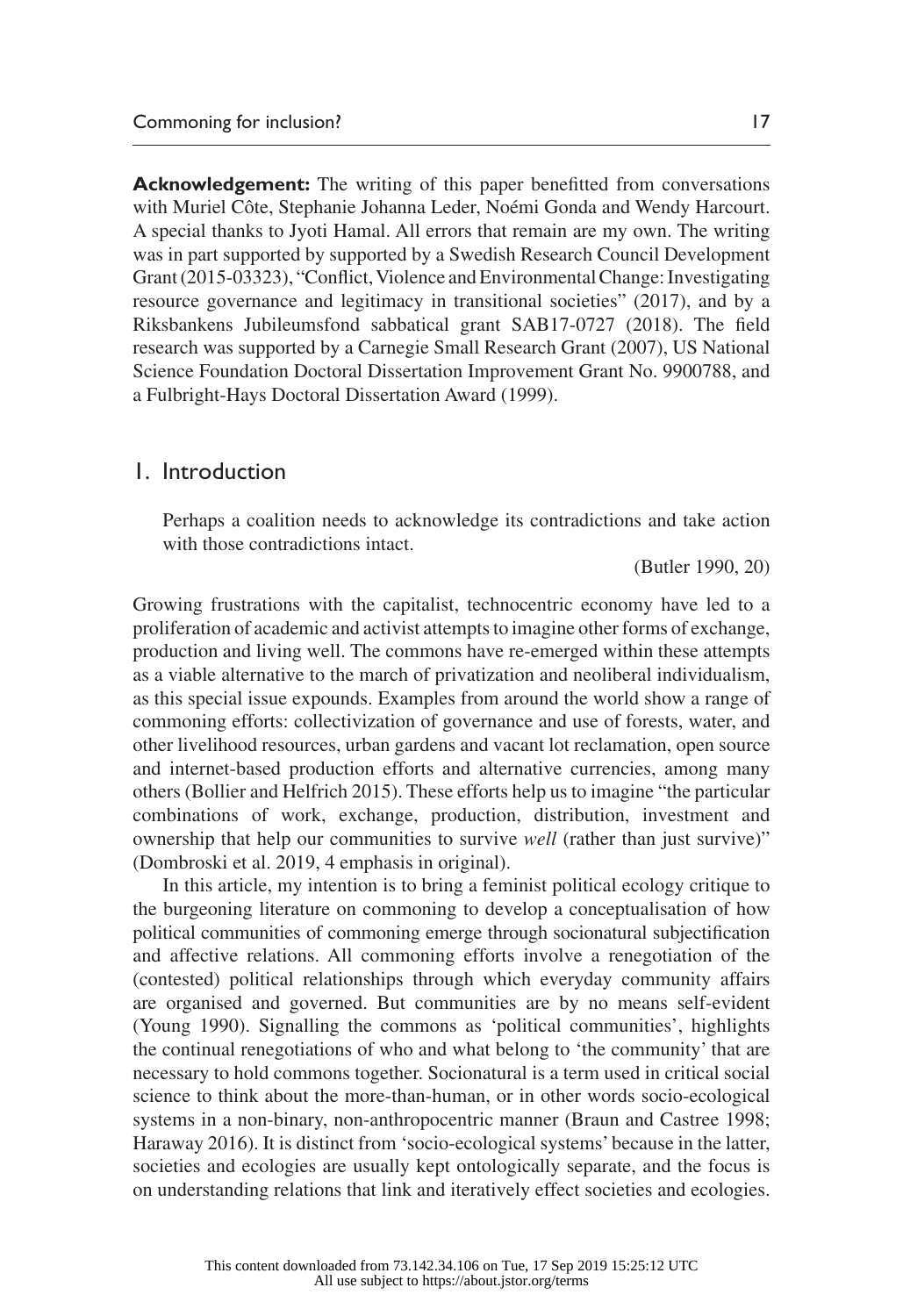**Acknowledgement:** The writing of this paper benefitted from conversations with Muriel Côte, Stephanie Johanna Leder, Noémi Gonda and Wendy Harcourt. A special thanks to Jyoti Hamal. All errors that remain are my own. The writing was in part supported by supported by a Swedish Research Council Development Grant (2015-03323), "Conflict, Violence and Environmental Change: Investigating resource governance and legitimacy in transitional societies" (2017), and by a Riksbankens Jubileumsfond sabbatical grant SAB17-0727 (2018). The field research was supported by a Carnegie Small Research Grant (2007), US National Science Foundation Doctoral Dissertation Improvement Grant No. 9900788, and a Fulbright-Hays Doctoral Dissertation Award (1999).

## 1. Introduction

> Perhaps a coalition needs to acknowledge its contradictions and take action with those contradictions intact.
>
> (Butler 1990, 20)

Growing frustrations with the capitalist, technocentric economy have led to a proliferation of academic and activist attempts to imagine other forms of exchange, production and living well. The commons have re-emerged within these attempts as a viable alternative to the march of privatization and neoliberal individualism, as this special issue expounds. Examples from around the world show a range of commoning efforts: collectivization of governance and use of forests, water, and other livelihood resources, urban gardens and vacant lot reclamation, open source and internet-based production efforts and alternative currencies, among many others (Bollier and Helfrich 2015). These efforts help us to imagine "the particular combinations of work, exchange, production, distribution, investment and ownership that help our communities to survive *well* (rather than just survive)" (Dombroski et al. 2019, 4 emphasis in original).

In this article, my intention is to bring a feminist political ecology critique to the burgeoning literature on commoning to develop a conceptualisation of how political communities of commoning emerge through socionatural subjectification and affective relations. All commoning efforts involve a renegotiation of the (contested) political relationships through which everyday community affairs are organised and governed. But communities are by no means self-evident (Young 1990). Signalling the commons as 'political communities', highlights the continual renegotiations of who and what belong to 'the community' that are necessary to hold commons together. Socionatural is a term used in critical social science to think about the more-than-human, or in other words socio-ecological systems in a non-binary, non-anthropocentric manner (Braun and Castree 1998; Haraway 2016). It is distinct from 'socio-ecological systems' because in the latter, societies and ecologies are usually kept ontologically separate, and the focus is on understanding relations that link and iteratively effect societies and ecologies.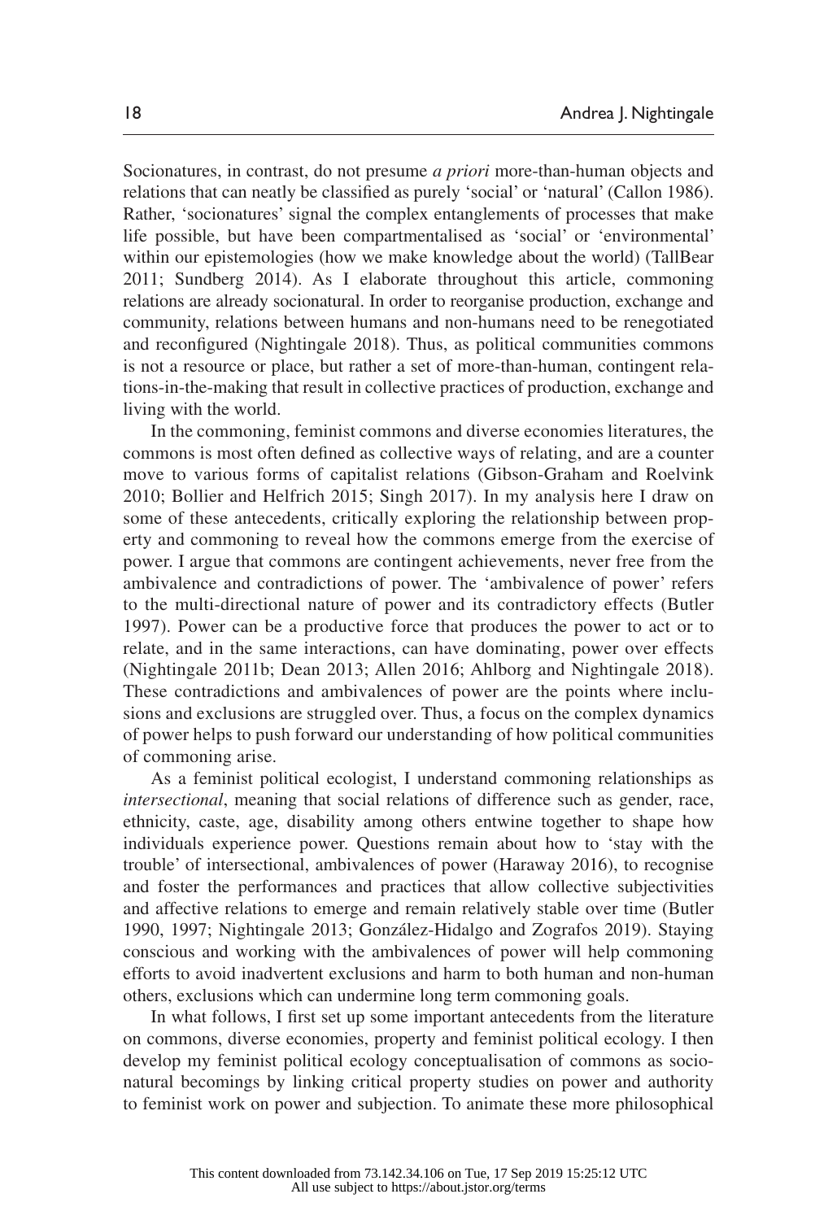Socionatures, in contrast, do not presume *a priori* more-than-human objects and relations that can neatly be classified as purely 'social' or 'natural' (Callon 1986). Rather, 'socionatures' signal the complex entanglements of processes that make life possible, but have been compartmentalised as 'social' or 'environmental' within our epistemologies (how we make knowledge about the world) (TallBear 2011; Sundberg 2014). As I elaborate throughout this article, commoning relations are already socionatural. In order to reorganise production, exchange and community, relations between humans and non-humans need to be renegotiated and reconfigured (Nightingale 2018). Thus, as political communities commons is not a resource or place, but rather a set of more-than-human, contingent relations-in-the-making that result in collective practices of production, exchange and living with the world.

In the commoning, feminist commons and diverse economies literatures, the commons is most often defined as collective ways of relating, and are a counter move to various forms of capitalist relations (Gibson-Graham and Roelvink 2010; Bollier and Helfrich 2015; Singh 2017). In my analysis here I draw on some of these antecedents, critically exploring the relationship between property and commoning to reveal how the commons emerge from the exercise of power. I argue that commons are contingent achievements, never free from the ambivalence and contradictions of power. The 'ambivalence of power' refers to the multi-directional nature of power and its contradictory effects (Butler 1997). Power can be a productive force that produces the power to act or to relate, and in the same interactions, can have dominating, power over effects (Nightingale 2011b; Dean 2013; Allen 2016; Ahlborg and Nightingale 2018). These contradictions and ambivalences of power are the points where inclusions and exclusions are struggled over. Thus, a focus on the complex dynamics of power helps to push forward our understanding of how political communities of commoning arise.

As a feminist political ecologist, I understand commoning relationships as *intersectional*, meaning that social relations of difference such as gender, race, ethnicity, caste, age, disability among others entwine together to shape how individuals experience power. Questions remain about how to 'stay with the trouble' of intersectional, ambivalences of power (Haraway 2016), to recognise and foster the performances and practices that allow collective subjectivities and affective relations to emerge and remain relatively stable over time (Butler 1990, 1997; Nightingale 2013; González-Hidalgo and Zografos 2019). Staying conscious and working with the ambivalences of power will help commoning efforts to avoid inadvertent exclusions and harm to both human and non-human others, exclusions which can undermine long term commoning goals.

In what follows, I first set up some important antecedents from the literature on commons, diverse economies, property and feminist political ecology. I then develop my feminist political ecology conceptualisation of commons as socionatural becomings by linking critical property studies on power and authority to feminist work on power and subjection. To animate these more philosophical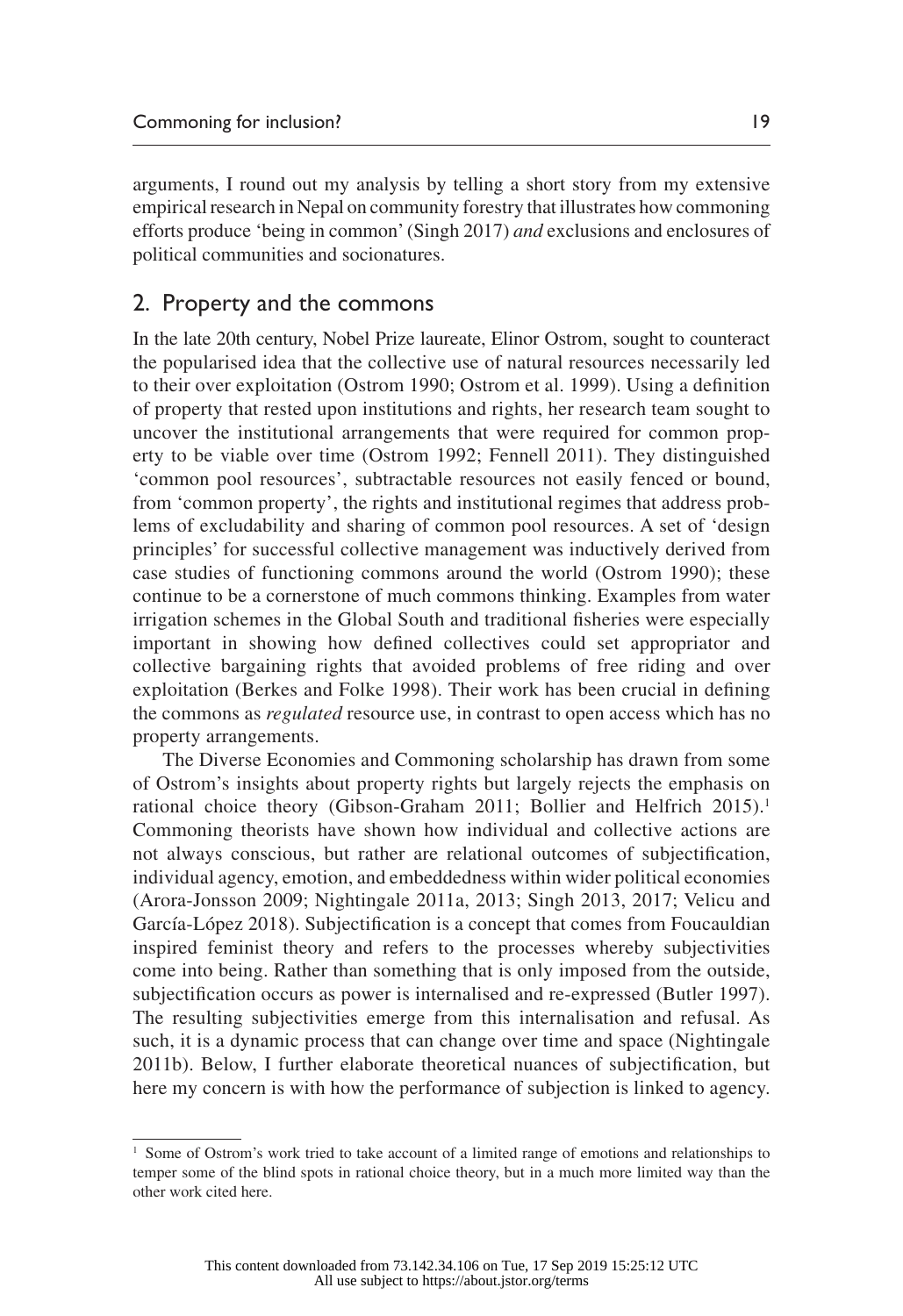arguments, I round out my analysis by telling a short story from my extensive empirical research in Nepal on community forestry that illustrates how commoning efforts produce 'being in common' (Singh 2017) *and* exclusions and enclosures of political communities and socionatures.

## 2. Property and the commons

In the late 20th century, Nobel Prize laureate, Elinor Ostrom, sought to counteract the popularised idea that the collective use of natural resources necessarily led to their over exploitation (Ostrom 1990; Ostrom et al. 1999). Using a definition of property that rested upon institutions and rights, her research team sought to uncover the institutional arrangements that were required for common property to be viable over time (Ostrom 1992; Fennell 2011). They distinguished 'common pool resources', subtractable resources not easily fenced or bound, from 'common property', the rights and institutional regimes that address problems of excludability and sharing of common pool resources. A set of 'design principles' for successful collective management was inductively derived from case studies of functioning commons around the world (Ostrom 1990); these continue to be a cornerstone of much commons thinking. Examples from water irrigation schemes in the Global South and traditional fisheries were especially important in showing how defined collectives could set appropriator and collective bargaining rights that avoided problems of free riding and over exploitation (Berkes and Folke 1998). Their work has been crucial in defining the commons as *regulated* resource use, in contrast to open access which has no property arrangements.

The Diverse Economies and Commoning scholarship has drawn from some of Ostrom's insights about property rights but largely rejects the emphasis on rational choice theory (Gibson-Graham 2011; Bollier and Helfrich 2015).[1] Commoning theorists have shown how individual and collective actions are not always conscious, but rather are relational outcomes of subjectification, individual agency, emotion, and embeddedness within wider political economies (Arora-Jonsson 2009; Nightingale 2011a, 2013; Singh 2013, 2017; Velicu and García-López 2018). Subjectification is a concept that comes from Foucauldian inspired feminist theory and refers to the processes whereby subjectivities come into being. Rather than something that is only imposed from the outside, subjectification occurs as power is internalised and re-expressed (Butler 1997). The resulting subjectivities emerge from this internalisation and refusal. As such, it is a dynamic process that can change over time and space (Nightingale 2011b). Below, I further elaborate theoretical nuances of subjectification, but here my concern is with how the performance of subjection is linked to agency.

[1] Some of Ostrom's work tried to take account of a limited range of emotions and relationships to temper some of the blind spots in rational choice theory, but in a much more limited way than the other work cited here.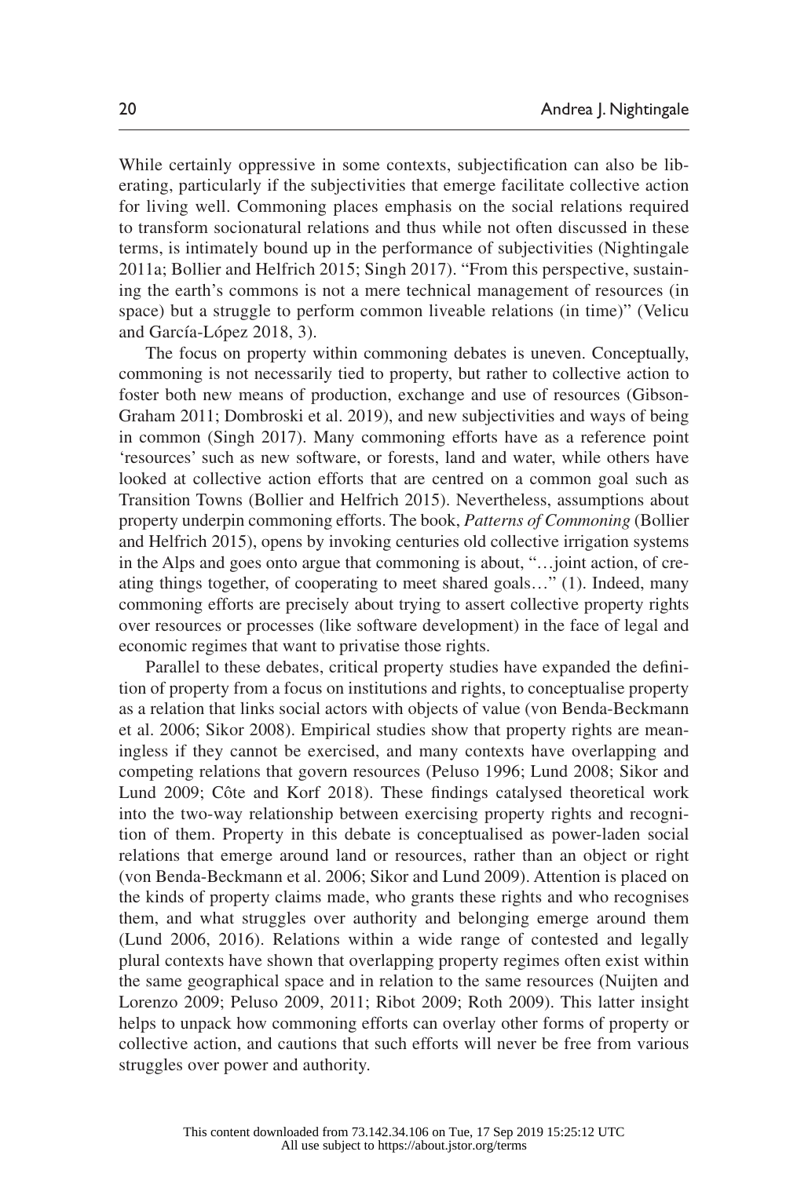While certainly oppressive in some contexts, subjectification can also be liberating, particularly if the subjectivities that emerge facilitate collective action for living well. Commoning places emphasis on the social relations required to transform socionatural relations and thus while not often discussed in these terms, is intimately bound up in the performance of subjectivities (Nightingale 2011a; Bollier and Helfrich 2015; Singh 2017). "From this perspective, sustaining the earth's commons is not a mere technical management of resources (in space) but a struggle to perform common liveable relations (in time)" (Velicu and García-López 2018, 3).

The focus on property within commoning debates is uneven. Conceptually, commoning is not necessarily tied to property, but rather to collective action to foster both new means of production, exchange and use of resources (Gibson-Graham 2011; Dombroski et al. 2019), and new subjectivities and ways of being in common (Singh 2017). Many commoning efforts have as a reference point 'resources' such as new software, or forests, land and water, while others have looked at collective action efforts that are centred on a common goal such as Transition Towns (Bollier and Helfrich 2015). Nevertheless, assumptions about property underpin commoning efforts. The book, *Patterns of Commoning* (Bollier and Helfrich 2015), opens by invoking centuries old collective irrigation systems in the Alps and goes onto argue that commoning is about, "…joint action, of creating things together, of cooperating to meet shared goals…" (1). Indeed, many commoning efforts are precisely about trying to assert collective property rights over resources or processes (like software development) in the face of legal and economic regimes that want to privatise those rights.

Parallel to these debates, critical property studies have expanded the definition of property from a focus on institutions and rights, to conceptualise property as a relation that links social actors with objects of value (von Benda-Beckmann et al. 2006; Sikor 2008). Empirical studies show that property rights are meaningless if they cannot be exercised, and many contexts have overlapping and competing relations that govern resources (Peluso 1996; Lund 2008; Sikor and Lund 2009; Côte and Korf 2018). These findings catalysed theoretical work into the two-way relationship between exercising property rights and recognition of them. Property in this debate is conceptualised as power-laden social relations that emerge around land or resources, rather than an object or right (von Benda-Beckmann et al. 2006; Sikor and Lund 2009). Attention is placed on the kinds of property claims made, who grants these rights and who recognises them, and what struggles over authority and belonging emerge around them (Lund 2006, 2016). Relations within a wide range of contested and legally plural contexts have shown that overlapping property regimes often exist within the same geographical space and in relation to the same resources (Nuijten and Lorenzo 2009; Peluso 2009, 2011; Ribot 2009; Roth 2009). This latter insight helps to unpack how commoning efforts can overlay other forms of property or collective action, and cautions that such efforts will never be free from various struggles over power and authority.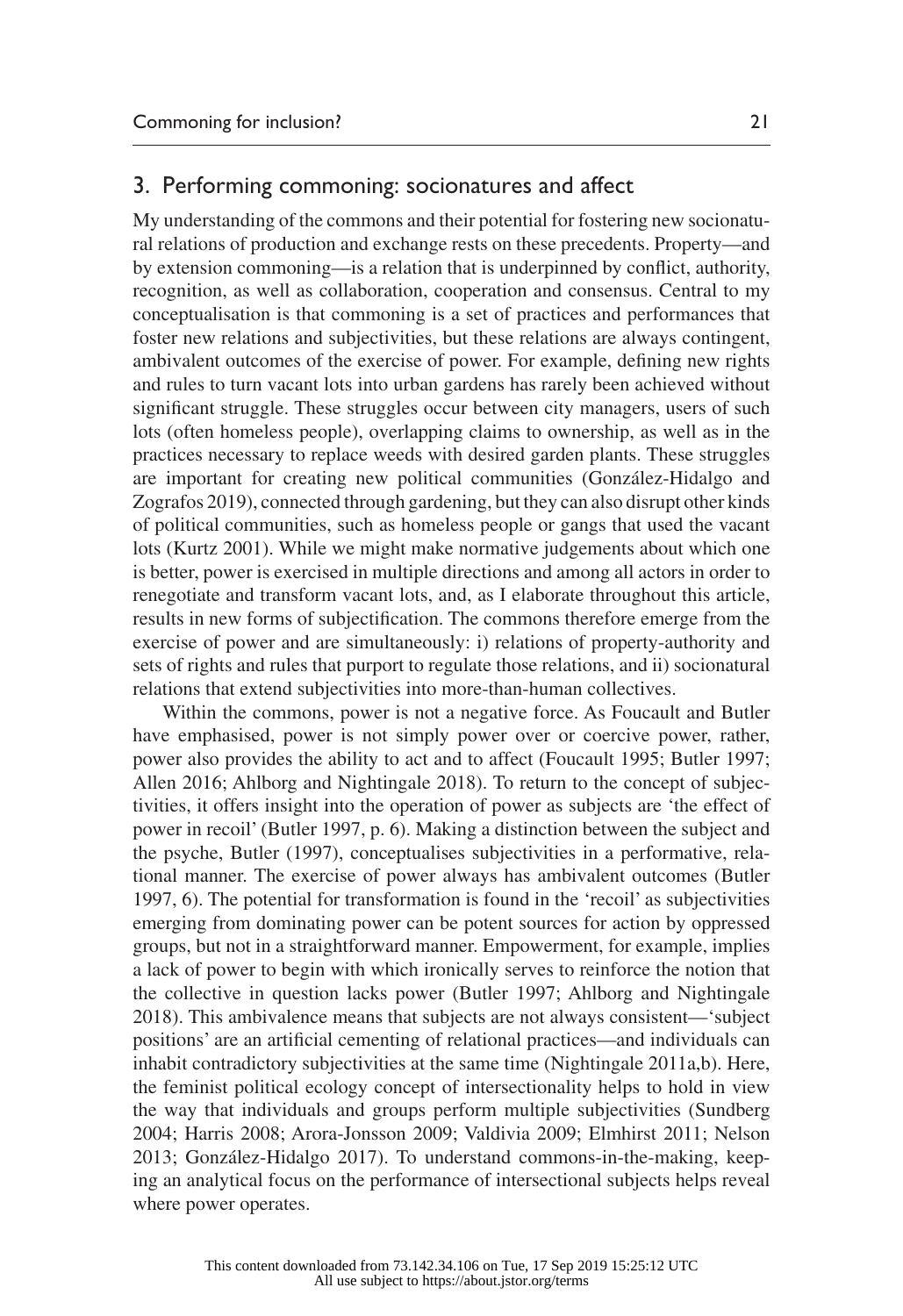## 3. Performing commoning: socionatures and affect

My understanding of the commons and their potential for fostering new socionatural relations of production and exchange rests on these precedents. Property—and by extension commoning—is a relation that is underpinned by conflict, authority, recognition, as well as collaboration, cooperation and consensus. Central to my conceptualisation is that commoning is a set of practices and performances that foster new relations and subjectivities, but these relations are always contingent, ambivalent outcomes of the exercise of power. For example, defining new rights and rules to turn vacant lots into urban gardens has rarely been achieved without significant struggle. These struggles occur between city managers, users of such lots (often homeless people), overlapping claims to ownership, as well as in the practices necessary to replace weeds with desired garden plants. These struggles are important for creating new political communities (González-Hidalgo and Zografos 2019), connected through gardening, but they can also disrupt other kinds of political communities, such as homeless people or gangs that used the vacant lots (Kurtz 2001). While we might make normative judgements about which one is better, power is exercised in multiple directions and among all actors in order to renegotiate and transform vacant lots, and, as I elaborate throughout this article, results in new forms of subjectification. The commons therefore emerge from the exercise of power and are simultaneously: i) relations of property-authority and sets of rights and rules that purport to regulate those relations, and ii) socionatural relations that extend subjectivities into more-than-human collectives.

Within the commons, power is not a negative force. As Foucault and Butler have emphasised, power is not simply power over or coercive power, rather, power also provides the ability to act and to affect (Foucault 1995; Butler 1997; Allen 2016; Ahlborg and Nightingale 2018). To return to the concept of subjectivities, it offers insight into the operation of power as subjects are 'the effect of power in recoil' (Butler 1997, p. 6). Making a distinction between the subject and the psyche, Butler (1997), conceptualises subjectivities in a performative, relational manner. The exercise of power always has ambivalent outcomes (Butler 1997, 6). The potential for transformation is found in the 'recoil' as subjectivities emerging from dominating power can be potent sources for action by oppressed groups, but not in a straightforward manner. Empowerment, for example, implies a lack of power to begin with which ironically serves to reinforce the notion that the collective in question lacks power (Butler 1997; Ahlborg and Nightingale 2018). This ambivalence means that subjects are not always consistent—'subject positions' are an artificial cementing of relational practices—and individuals can inhabit contradictory subjectivities at the same time (Nightingale 2011a,b). Here, the feminist political ecology concept of intersectionality helps to hold in view the way that individuals and groups perform multiple subjectivities (Sundberg 2004; Harris 2008; Arora-Jonsson 2009; Valdivia 2009; Elmhirst 2011; Nelson 2013; González-Hidalgo 2017). To understand commons-in-the-making, keeping an analytical focus on the performance of intersectional subjects helps reveal where power operates.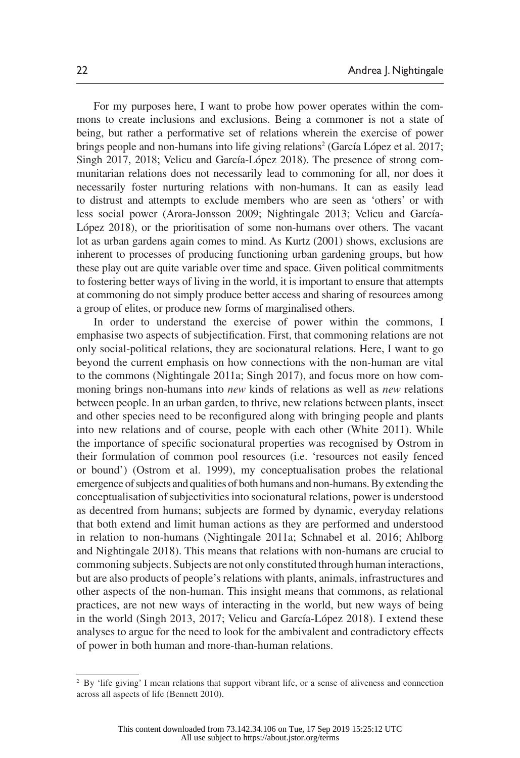For my purposes here, I want to probe how power operates within the commons to create inclusions and exclusions. Being a commoner is not a state of being, but rather a performative set of relations wherein the exercise of power brings people and non-humans into life giving relations[2] (García López et al. 2017; Singh 2017, 2018; Velicu and García-López 2018). The presence of strong communitarian relations does not necessarily lead to commoning for all, nor does it necessarily foster nurturing relations with non-humans. It can as easily lead to distrust and attempts to exclude members who are seen as 'others' or with less social power (Arora-Jonsson 2009; Nightingale 2013; Velicu and García-López 2018), or the prioritisation of some non-humans over others. The vacant lot as urban gardens again comes to mind. As Kurtz (2001) shows, exclusions are inherent to processes of producing functioning urban gardening groups, but how these play out are quite variable over time and space. Given political commitments to fostering better ways of living in the world, it is important to ensure that attempts at commoning do not simply produce better access and sharing of resources among a group of elites, or produce new forms of marginalised others.

In order to understand the exercise of power within the commons, I emphasise two aspects of subjectification. First, that commoning relations are not only social-political relations, they are socionatural relations. Here, I want to go beyond the current emphasis on how connections with the non-human are vital to the commons (Nightingale 2011a; Singh 2017), and focus more on how commoning brings non-humans into *new* kinds of relations as well as *new* relations between people. In an urban garden, to thrive, new relations between plants, insect and other species need to be reconfigured along with bringing people and plants into new relations and of course, people with each other (White 2011). While the importance of specific socionatural properties was recognised by Ostrom in their formulation of common pool resources (i.e. 'resources not easily fenced or bound') (Ostrom et al. 1999), my conceptualisation probes the relational emergence of subjects and qualities of both humans and non-humans. By extending the conceptualisation of subjectivities into socionatural relations, power is understood as decentred from humans; subjects are formed by dynamic, everyday relations that both extend and limit human actions as they are performed and understood in relation to non-humans (Nightingale 2011a; Schnabel et al. 2016; Ahlborg and Nightingale 2018). This means that relations with non-humans are crucial to commoning subjects. Subjects are not only constituted through human interactions, but are also products of people's relations with plants, animals, infrastructures and other aspects of the non-human. This insight means that commons, as relational practices, are not new ways of interacting in the world, but new ways of being in the world (Singh 2013, 2017; Velicu and García-López 2018). I extend these analyses to argue for the need to look for the ambivalent and contradictory effects of power in both human and more-than-human relations.

[2] By 'life giving' I mean relations that support vibrant life, or a sense of aliveness and connection across all aspects of life (Bennett 2010).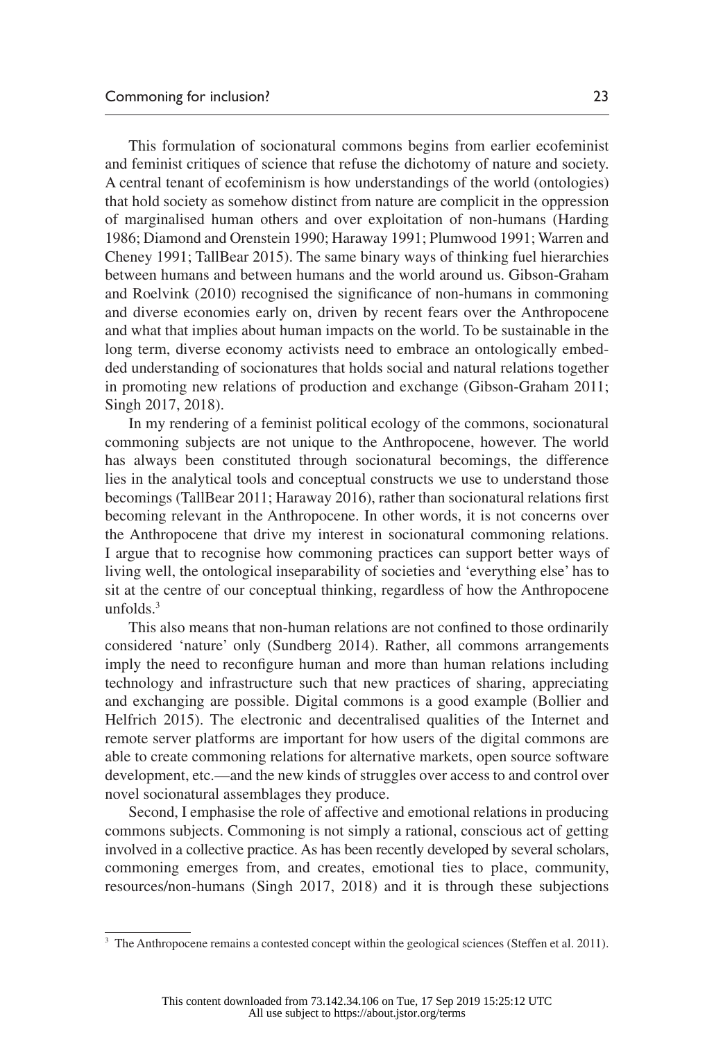This formulation of socionatural commons begins from earlier ecofeminist and feminist critiques of science that refuse the dichotomy of nature and society. A central tenant of ecofeminism is how understandings of the world (ontologies) that hold society as somehow distinct from nature are complicit in the oppression of marginalised human others and over exploitation of non-humans (Harding 1986; Diamond and Orenstein 1990; Haraway 1991; Plumwood 1991; Warren and Cheney 1991; TallBear 2015). The same binary ways of thinking fuel hierarchies between humans and between humans and the world around us. Gibson-Graham and Roelvink (2010) recognised the significance of non-humans in commoning and diverse economies early on, driven by recent fears over the Anthropocene and what that implies about human impacts on the world. To be sustainable in the long term, diverse economy activists need to embrace an ontologically embedded understanding of socionatures that holds social and natural relations together in promoting new relations of production and exchange (Gibson-Graham 2011; Singh 2017, 2018).

In my rendering of a feminist political ecology of the commons, socionatural commoning subjects are not unique to the Anthropocene, however. The world has always been constituted through socionatural becomings, the difference lies in the analytical tools and conceptual constructs we use to understand those becomings (TallBear 2011; Haraway 2016), rather than socionatural relations first becoming relevant in the Anthropocene. In other words, it is not concerns over the Anthropocene that drive my interest in socionatural commoning relations. I argue that to recognise how commoning practices can support better ways of living well, the ontological inseparability of societies and 'everything else' has to sit at the centre of our conceptual thinking, regardless of how the Anthropocene unfolds.[3]

This also means that non-human relations are not confined to those ordinarily considered 'nature' only (Sundberg 2014). Rather, all commons arrangements imply the need to reconfigure human and more than human relations including technology and infrastructure such that new practices of sharing, appreciating and exchanging are possible. Digital commons is a good example (Bollier and Helfrich 2015). The electronic and decentralised qualities of the Internet and remote server platforms are important for how users of the digital commons are able to create commoning relations for alternative markets, open source software development, etc.—and the new kinds of struggles over access to and control over novel socionatural assemblages they produce.

Second, I emphasise the role of affective and emotional relations in producing commons subjects. Commoning is not simply a rational, conscious act of getting involved in a collective practice. As has been recently developed by several scholars, commoning emerges from, and creates, emotional ties to place, community, resources/non-humans (Singh 2017, 2018) and it is through these subjections

[3] The Anthropocene remains a contested concept within the geological sciences (Steffen et al. 2011).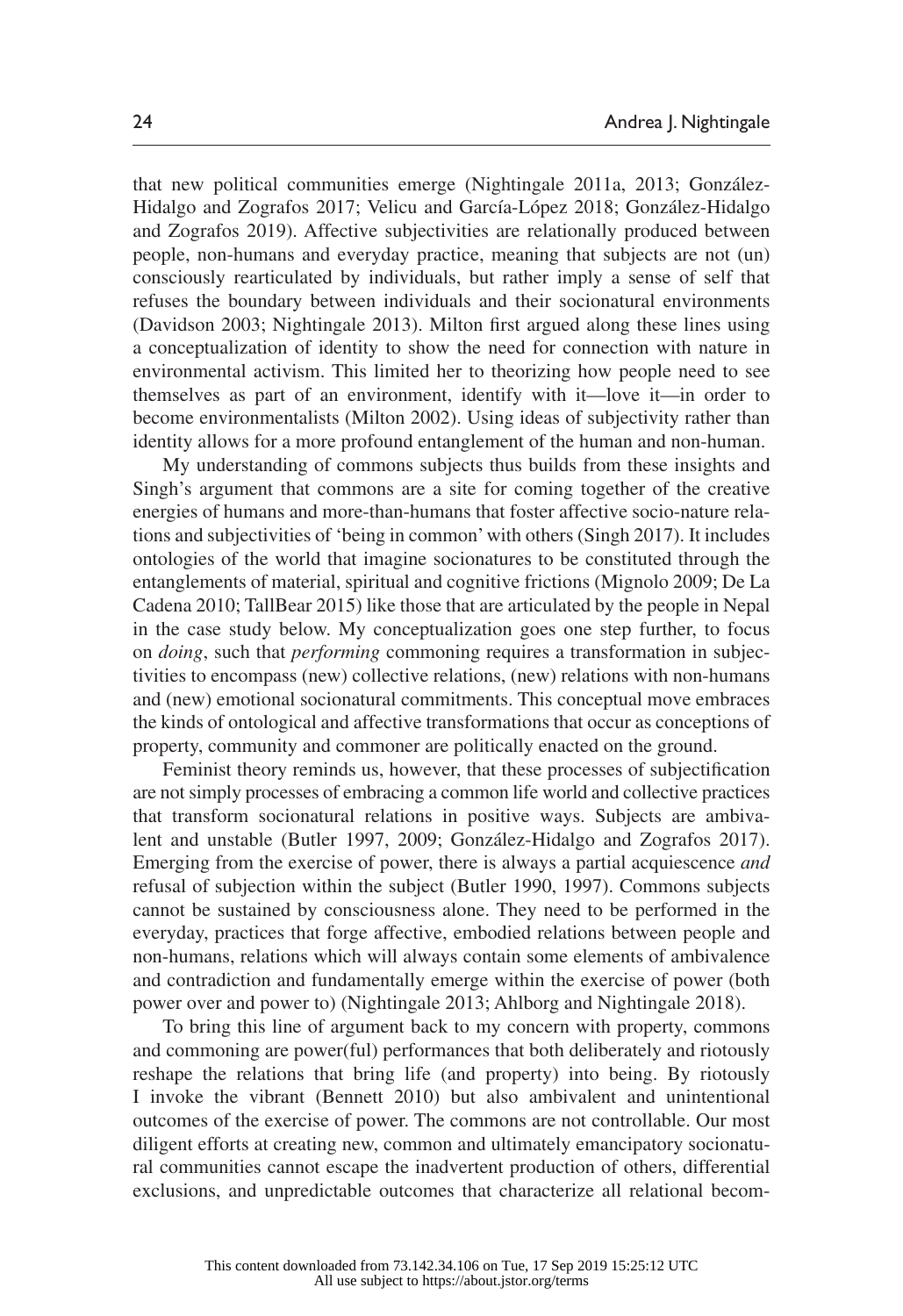that new political communities emerge (Nightingale 2011a, 2013; González-Hidalgo and Zografos 2017; Velicu and García-López 2018; González-Hidalgo and Zografos 2019). Affective subjectivities are relationally produced between people, non-humans and everyday practice, meaning that subjects are not (un) consciously rearticulated by individuals, but rather imply a sense of self that refuses the boundary between individuals and their socionatural environments (Davidson 2003; Nightingale 2013). Milton first argued along these lines using a conceptualization of identity to show the need for connection with nature in environmental activism. This limited her to theorizing how people need to see themselves as part of an environment, identify with it—love it—in order to become environmentalists (Milton 2002). Using ideas of subjectivity rather than identity allows for a more profound entanglement of the human and non-human.

My understanding of commons subjects thus builds from these insights and Singh's argument that commons are a site for coming together of the creative energies of humans and more-than-humans that foster affective socio-nature relations and subjectivities of 'being in common' with others (Singh 2017). It includes ontologies of the world that imagine socionatures to be constituted through the entanglements of material, spiritual and cognitive frictions (Mignolo 2009; De La Cadena 2010; TallBear 2015) like those that are articulated by the people in Nepal in the case study below. My conceptualization goes one step further, to focus on *doing*, such that *performing* commoning requires a transformation in subjectivities to encompass (new) collective relations, (new) relations with non-humans and (new) emotional socionatural commitments. This conceptual move embraces the kinds of ontological and affective transformations that occur as conceptions of property, community and commoner are politically enacted on the ground.

Feminist theory reminds us, however, that these processes of subjectification are not simply processes of embracing a common life world and collective practices that transform socionatural relations in positive ways. Subjects are ambivalent and unstable (Butler 1997, 2009; González-Hidalgo and Zografos 2017). Emerging from the exercise of power, there is always a partial acquiescence *and* refusal of subjection within the subject (Butler 1990, 1997). Commons subjects cannot be sustained by consciousness alone. They need to be performed in the everyday, practices that forge affective, embodied relations between people and non-humans, relations which will always contain some elements of ambivalence and contradiction and fundamentally emerge within the exercise of power (both power over and power to) (Nightingale 2013; Ahlborg and Nightingale 2018).

To bring this line of argument back to my concern with property, commons and commoning are power(ful) performances that both deliberately and riotously reshape the relations that bring life (and property) into being. By riotously I invoke the vibrant (Bennett 2010) but also ambivalent and unintentional outcomes of the exercise of power. The commons are not controllable. Our most diligent efforts at creating new, common and ultimately emancipatory socionatural communities cannot escape the inadvertent production of others, differential exclusions, and unpredictable outcomes that characterize all relational becom-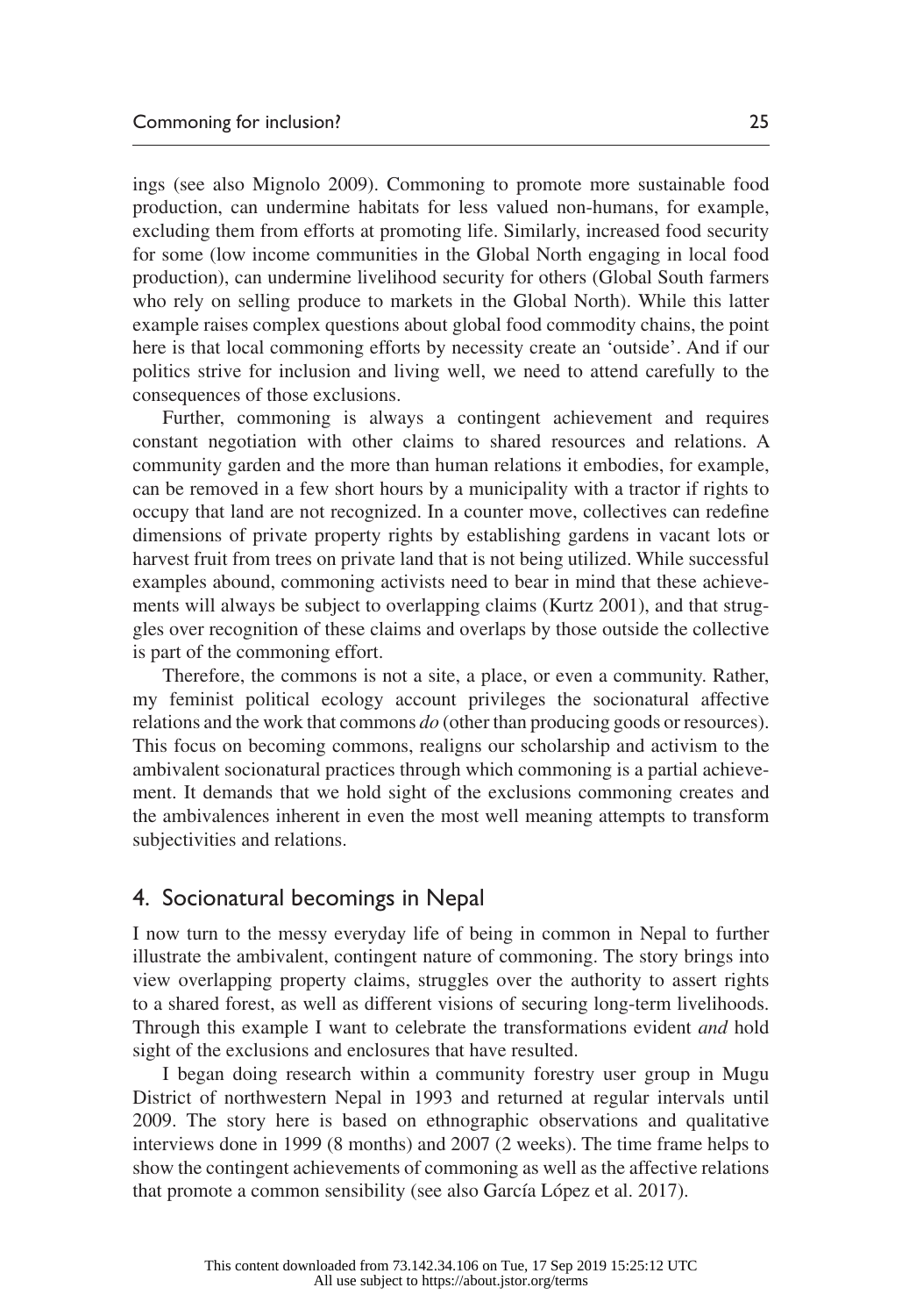ings (see also Mignolo 2009). Commoning to promote more sustainable food production, can undermine habitats for less valued non-humans, for example, excluding them from efforts at promoting life. Similarly, increased food security for some (low income communities in the Global North engaging in local food production), can undermine livelihood security for others (Global South farmers who rely on selling produce to markets in the Global North). While this latter example raises complex questions about global food commodity chains, the point here is that local commoning efforts by necessity create an 'outside'. And if our politics strive for inclusion and living well, we need to attend carefully to the consequences of those exclusions.

Further, commoning is always a contingent achievement and requires constant negotiation with other claims to shared resources and relations. A community garden and the more than human relations it embodies, for example, can be removed in a few short hours by a municipality with a tractor if rights to occupy that land are not recognized. In a counter move, collectives can redefine dimensions of private property rights by establishing gardens in vacant lots or harvest fruit from trees on private land that is not being utilized. While successful examples abound, commoning activists need to bear in mind that these achievements will always be subject to overlapping claims (Kurtz 2001), and that struggles over recognition of these claims and overlaps by those outside the collective is part of the commoning effort.

Therefore, the commons is not a site, a place, or even a community. Rather, my feminist political ecology account privileges the socionatural affective relations and the work that commons *do* (other than producing goods or resources). This focus on becoming commons, realigns our scholarship and activism to the ambivalent socionatural practices through which commoning is a partial achievement. It demands that we hold sight of the exclusions commoning creates and the ambivalences inherent in even the most well meaning attempts to transform subjectivities and relations.

## 4. Socionatural becomings in Nepal

I now turn to the messy everyday life of being in common in Nepal to further illustrate the ambivalent, contingent nature of commoning. The story brings into view overlapping property claims, struggles over the authority to assert rights to a shared forest, as well as different visions of securing long-term livelihoods. Through this example I want to celebrate the transformations evident *and* hold sight of the exclusions and enclosures that have resulted.

I began doing research within a community forestry user group in Mugu District of northwestern Nepal in 1993 and returned at regular intervals until 2009. The story here is based on ethnographic observations and qualitative interviews done in 1999 (8 months) and 2007 (2 weeks). The time frame helps to show the contingent achievements of commoning as well as the affective relations that promote a common sensibility (see also García López et al. 2017).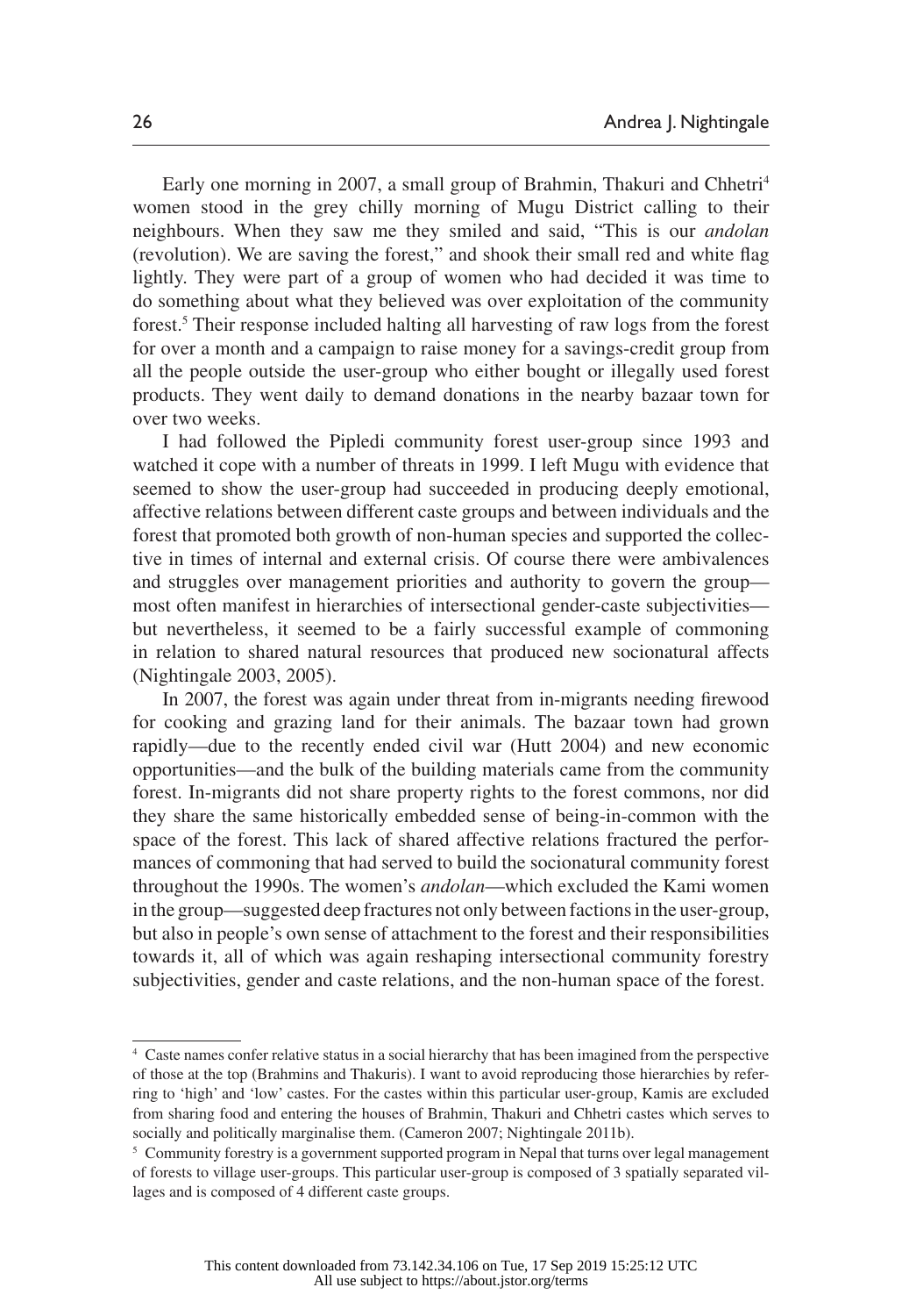Early one morning in 2007, a small group of Brahmin, Thakuri and Chhetri[4] women stood in the grey chilly morning of Mugu District calling to their neighbours. When they saw me they smiled and said, "This is our *andolan* (revolution). We are saving the forest," and shook their small red and white flag lightly. They were part of a group of women who had decided it was time to do something about what they believed was over exploitation of the community forest.[5] Their response included halting all harvesting of raw logs from the forest for over a month and a campaign to raise money for a savings-credit group from all the people outside the user-group who either bought or illegally used forest products. They went daily to demand donations in the nearby bazaar town for over two weeks.

I had followed the Pipledi community forest user-group since 1993 and watched it cope with a number of threats in 1999. I left Mugu with evidence that seemed to show the user-group had succeeded in producing deeply emotional, affective relations between different caste groups and between individuals and the forest that promoted both growth of non-human species and supported the collective in times of internal and external crisis. Of course there were ambivalences and struggles over management priorities and authority to govern the group—most often manifest in hierarchies of intersectional gender-caste subjectivities—but nevertheless, it seemed to be a fairly successful example of commoning in relation to shared natural resources that produced new socionatural affects (Nightingale 2003, 2005).

In 2007, the forest was again under threat from in-migrants needing firewood for cooking and grazing land for their animals. The bazaar town had grown rapidly—due to the recently ended civil war (Hutt 2004) and new economic opportunities—and the bulk of the building materials came from the community forest. In-migrants did not share property rights to the forest commons, nor did they share the same historically embedded sense of being-in-common with the space of the forest. This lack of shared affective relations fractured the performances of commoning that had served to build the socionatural community forest throughout the 1990s. The women's *andolan*—which excluded the Kami women in the group—suggested deep fractures not only between factions in the user-group, but also in people's own sense of attachment to the forest and their responsibilities towards it, all of which was again reshaping intersectional community forestry subjectivities, gender and caste relations, and the non-human space of the forest.

---

[4] Caste names confer relative status in a social hierarchy that has been imagined from the perspective of those at the top (Brahmins and Thakuris). I want to avoid reproducing those hierarchies by referring to 'high' and 'low' castes. For the castes within this particular user-group, Kamis are excluded from sharing food and entering the houses of Brahmin, Thakuri and Chhetri castes which serves to socially and politically marginalise them. (Cameron 2007; Nightingale 2011b).

[5] Community forestry is a government supported program in Nepal that turns over legal management of forests to village user-groups. This particular user-group is composed of 3 spatially separated villages and is composed of 4 different caste groups.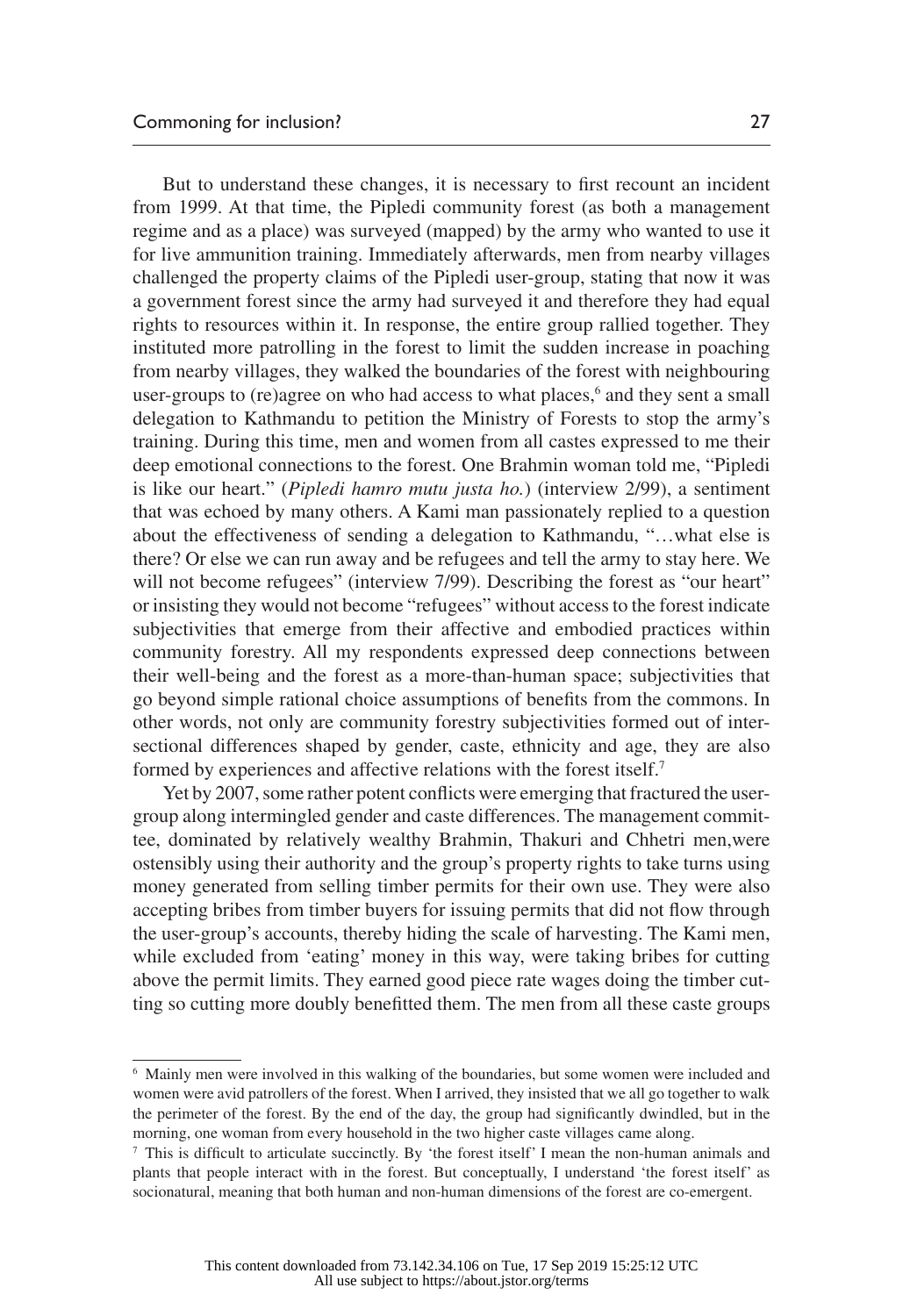But to understand these changes, it is necessary to first recount an incident from 1999. At that time, the Pipledi community forest (as both a management regime and as a place) was surveyed (mapped) by the army who wanted to use it for live ammunition training. Immediately afterwards, men from nearby villages challenged the property claims of the Pipledi user-group, stating that now it was a government forest since the army had surveyed it and therefore they had equal rights to resources within it. In response, the entire group rallied together. They instituted more patrolling in the forest to limit the sudden increase in poaching from nearby villages, they walked the boundaries of the forest with neighbouring user-groups to (re)agree on who had access to what places,[6] and they sent a small delegation to Kathmandu to petition the Ministry of Forests to stop the army's training. During this time, men and women from all castes expressed to me their deep emotional connections to the forest. One Brahmin woman told me, "Pipledi is like our heart." (*Pipledi hamro mutu justa ho.*) (interview 2/99), a sentiment that was echoed by many others. A Kami man passionately replied to a question about the effectiveness of sending a delegation to Kathmandu, "…what else is there? Or else we can run away and be refugees and tell the army to stay here. We will not become refugees" (interview 7/99). Describing the forest as "our heart" or insisting they would not become "refugees" without access to the forest indicate subjectivities that emerge from their affective and embodied practices within community forestry. All my respondents expressed deep connections between their well-being and the forest as a more-than-human space; subjectivities that go beyond simple rational choice assumptions of benefits from the commons. In other words, not only are community forestry subjectivities formed out of intersectional differences shaped by gender, caste, ethnicity and age, they are also formed by experiences and affective relations with the forest itself.[7]

Yet by 2007, some rather potent conflicts were emerging that fractured the user-group along intermingled gender and caste differences. The management committee, dominated by relatively wealthy Brahmin, Thakuri and Chhetri men,were ostensibly using their authority and the group's property rights to take turns using money generated from selling timber permits for their own use. They were also accepting bribes from timber buyers for issuing permits that did not flow through the user-group's accounts, thereby hiding the scale of harvesting. The Kami men, while excluded from 'eating' money in this way, were taking bribes for cutting above the permit limits. They earned good piece rate wages doing the timber cutting so cutting more doubly benefitted them. The men from all these caste groups

---

[6] Mainly men were involved in this walking of the boundaries, but some women were included and women were avid patrollers of the forest. When I arrived, they insisted that we all go together to walk the perimeter of the forest. By the end of the day, the group had significantly dwindled, but in the morning, one woman from every household in the two higher caste villages came along.

[7] This is difficult to articulate succinctly. By 'the forest itself' I mean the non-human animals and plants that people interact with in the forest. But conceptually, I understand 'the forest itself' as socionatural, meaning that both human and non-human dimensions of the forest are co-emergent.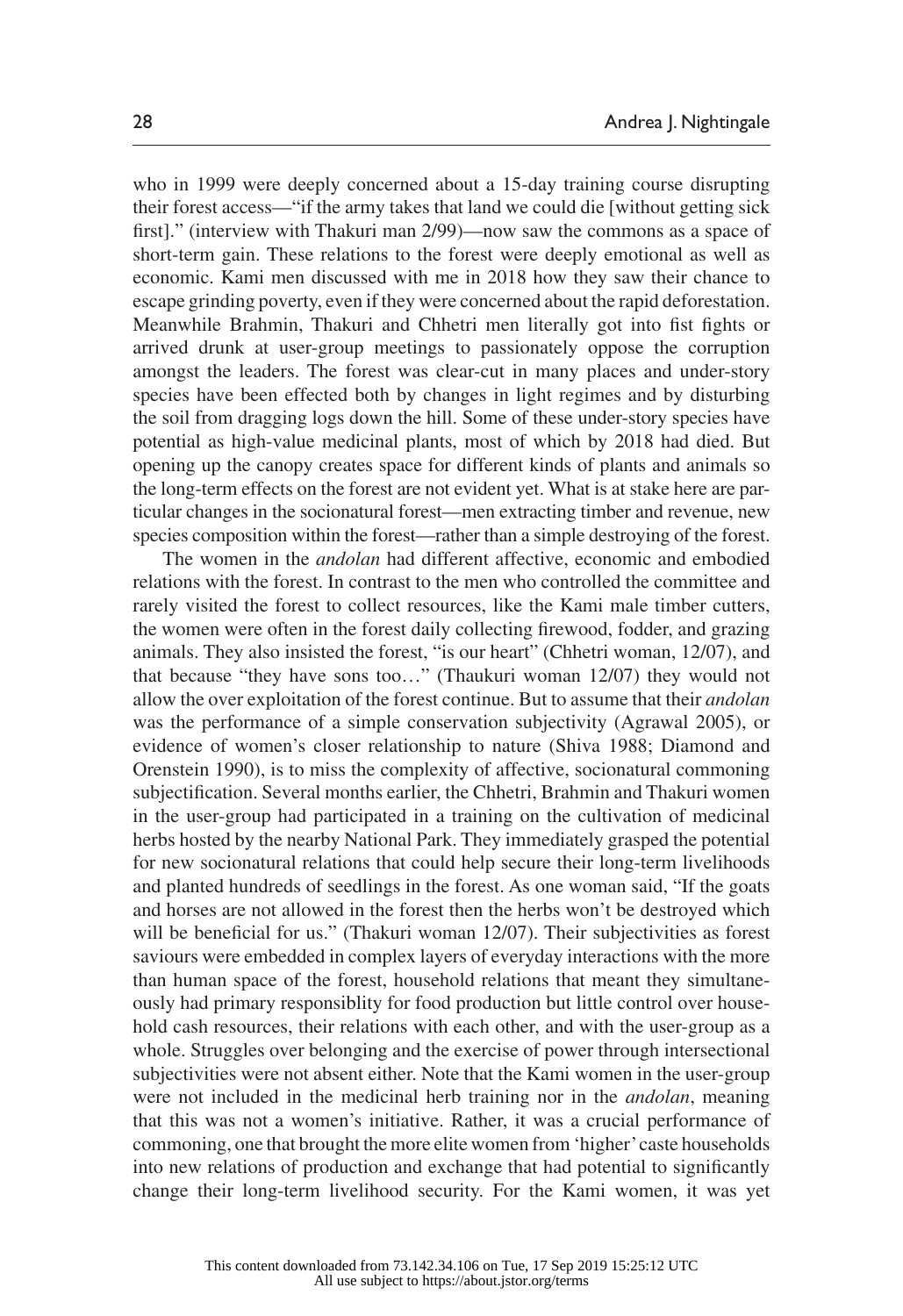who in 1999 were deeply concerned about a 15-day training course disrupting their forest access—"if the army takes that land we could die [without getting sick first]." (interview with Thakuri man 2/99)—now saw the commons as a space of short-term gain. These relations to the forest were deeply emotional as well as economic. Kami men discussed with me in 2018 how they saw their chance to escape grinding poverty, even if they were concerned about the rapid deforestation. Meanwhile Brahmin, Thakuri and Chhetri men literally got into fist fights or arrived drunk at user-group meetings to passionately oppose the corruption amongst the leaders. The forest was clear-cut in many places and under-story species have been effected both by changes in light regimes and by disturbing the soil from dragging logs down the hill. Some of these under-story species have potential as high-value medicinal plants, most of which by 2018 had died. But opening up the canopy creates space for different kinds of plants and animals so the long-term effects on the forest are not evident yet. What is at stake here are particular changes in the socionatural forest—men extracting timber and revenue, new species composition within the forest—rather than a simple destroying of the forest.

The women in the *andolan* had different affective, economic and embodied relations with the forest. In contrast to the men who controlled the committee and rarely visited the forest to collect resources, like the Kami male timber cutters, the women were often in the forest daily collecting firewood, fodder, and grazing animals. They also insisted the forest, "is our heart" (Chhetri woman, 12/07), and that because "they have sons too…" (Thaukuri woman 12/07) they would not allow the over exploitation of the forest continue. But to assume that their *andolan* was the performance of a simple conservation subjectivity (Agrawal 2005), or evidence of women's closer relationship to nature (Shiva 1988; Diamond and Orenstein 1990), is to miss the complexity of affective, socionatural commoning subjectification. Several months earlier, the Chhetri, Brahmin and Thakuri women in the user-group had participated in a training on the cultivation of medicinal herbs hosted by the nearby National Park. They immediately grasped the potential for new socionatural relations that could help secure their long-term livelihoods and planted hundreds of seedlings in the forest. As one woman said, "If the goats and horses are not allowed in the forest then the herbs won't be destroyed which will be beneficial for us." (Thakuri woman 12/07). Their subjectivities as forest saviours were embedded in complex layers of everyday interactions with the more than human space of the forest, household relations that meant they simultaneously had primary responsiblity for food production but little control over household cash resources, their relations with each other, and with the user-group as a whole. Struggles over belonging and the exercise of power through intersectional subjectivities were not absent either. Note that the Kami women in the user-group were not included in the medicinal herb training nor in the *andolan*, meaning that this was not a women's initiative. Rather, it was a crucial performance of commoning, one that brought the more elite women from 'higher' caste households into new relations of production and exchange that had potential to significantly change their long-term livelihood security. For the Kami women, it was yet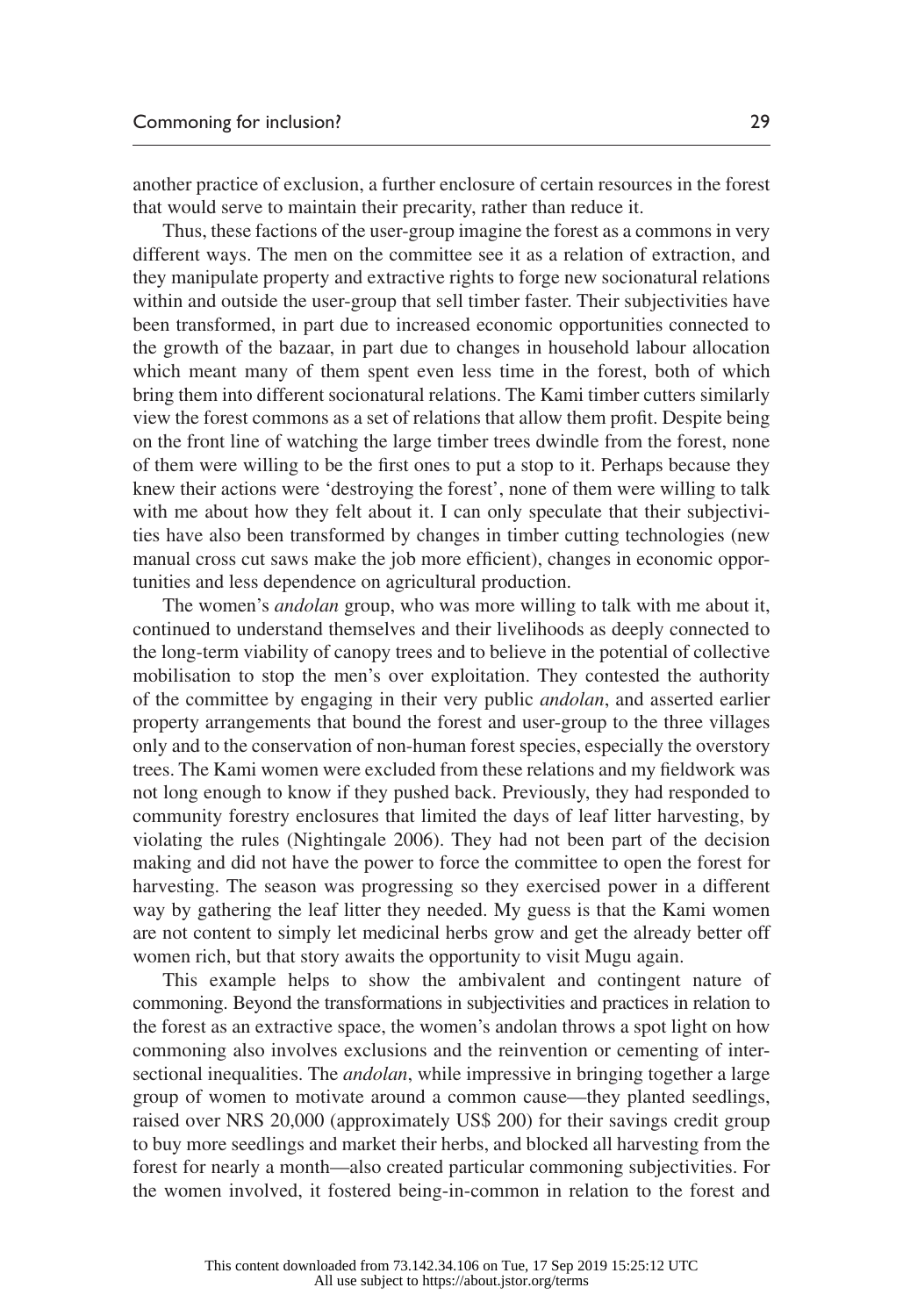another practice of exclusion, a further enclosure of certain resources in the forest that would serve to maintain their precarity, rather than reduce it.

Thus, these factions of the user-group imagine the forest as a commons in very different ways. The men on the committee see it as a relation of extraction, and they manipulate property and extractive rights to forge new socionatural relations within and outside the user-group that sell timber faster. Their subjectivities have been transformed, in part due to increased economic opportunities connected to the growth of the bazaar, in part due to changes in household labour allocation which meant many of them spent even less time in the forest, both of which bring them into different socionatural relations. The Kami timber cutters similarly view the forest commons as a set of relations that allow them profit. Despite being on the front line of watching the large timber trees dwindle from the forest, none of them were willing to be the first ones to put a stop to it. Perhaps because they knew their actions were 'destroying the forest', none of them were willing to talk with me about how they felt about it. I can only speculate that their subjectivities have also been transformed by changes in timber cutting technologies (new manual cross cut saws make the job more efficient), changes in economic opportunities and less dependence on agricultural production.

The women's *andolan* group, who was more willing to talk with me about it, continued to understand themselves and their livelihoods as deeply connected to the long-term viability of canopy trees and to believe in the potential of collective mobilisation to stop the men's over exploitation. They contested the authority of the committee by engaging in their very public *andolan*, and asserted earlier property arrangements that bound the forest and user-group to the three villages only and to the conservation of non-human forest species, especially the overstory trees. The Kami women were excluded from these relations and my fieldwork was not long enough to know if they pushed back. Previously, they had responded to community forestry enclosures that limited the days of leaf litter harvesting, by violating the rules (Nightingale 2006). They had not been part of the decision making and did not have the power to force the committee to open the forest for harvesting. The season was progressing so they exercised power in a different way by gathering the leaf litter they needed. My guess is that the Kami women are not content to simply let medicinal herbs grow and get the already better off women rich, but that story awaits the opportunity to visit Mugu again.

This example helps to show the ambivalent and contingent nature of commoning. Beyond the transformations in subjectivities and practices in relation to the forest as an extractive space, the women's andolan throws a spot light on how commoning also involves exclusions and the reinvention or cementing of intersectional inequalities. The *andolan*, while impressive in bringing together a large group of women to motivate around a common cause—they planted seedlings, raised over NRS 20,000 (approximately US$ 200) for their savings credit group to buy more seedlings and market their herbs, and blocked all harvesting from the forest for nearly a month—also created particular commoning subjectivities. For the women involved, it fostered being-in-common in relation to the forest and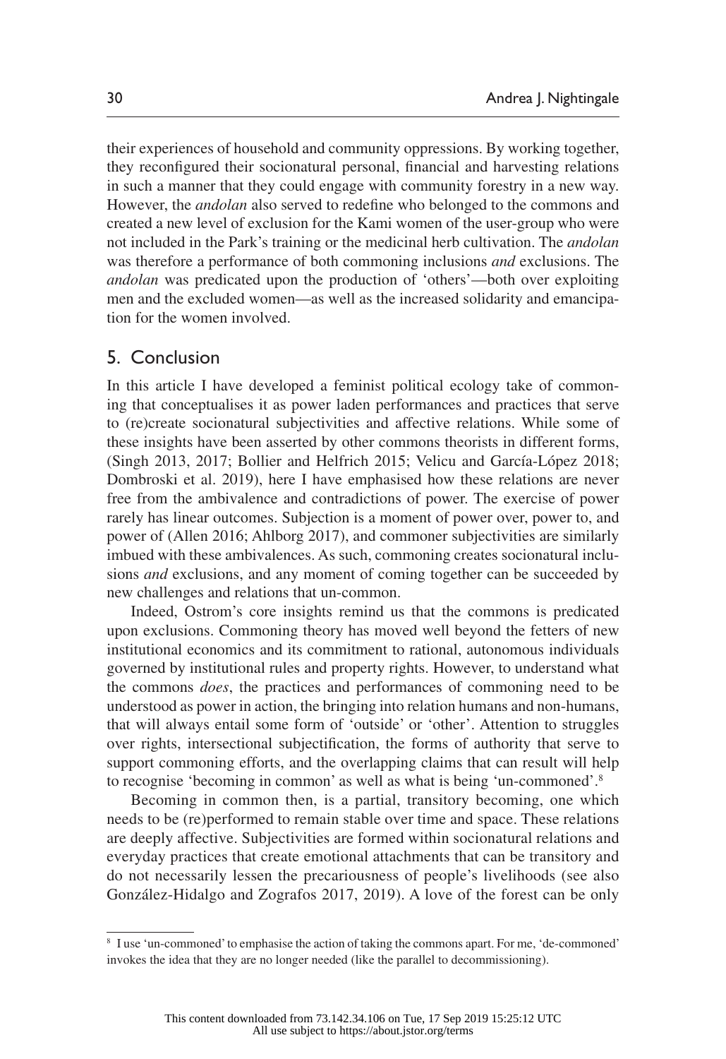their experiences of household and community oppressions. By working together, they reconfigured their socionatural personal, financial and harvesting relations in such a manner that they could engage with community forestry in a new way. However, the *andolan* also served to redefine who belonged to the commons and created a new level of exclusion for the Kami women of the user-group who were not included in the Park's training or the medicinal herb cultivation. The *andolan* was therefore a performance of both commoning inclusions *and* exclusions. The *andolan* was predicated upon the production of 'others'—both over exploiting men and the excluded women—as well as the increased solidarity and emancipation for the women involved.

## 5. Conclusion

In this article I have developed a feminist political ecology take of commoning that conceptualises it as power laden performances and practices that serve to (re)create socionatural subjectivities and affective relations. While some of these insights have been asserted by other commons theorists in different forms, (Singh 2013, 2017; Bollier and Helfrich 2015; Velicu and García-López 2018; Dombroski et al. 2019), here I have emphasised how these relations are never free from the ambivalence and contradictions of power. The exercise of power rarely has linear outcomes. Subjection is a moment of power over, power to, and power of (Allen 2016; Ahlborg 2017), and commoner subjectivities are similarly imbued with these ambivalences. As such, commoning creates socionatural inclusions *and* exclusions, and any moment of coming together can be succeeded by new challenges and relations that un-common.

Indeed, Ostrom's core insights remind us that the commons is predicated upon exclusions. Commoning theory has moved well beyond the fetters of new institutional economics and its commitment to rational, autonomous individuals governed by institutional rules and property rights. However, to understand what the commons *does*, the practices and performances of commoning need to be understood as power in action, the bringing into relation humans and non-humans, that will always entail some form of 'outside' or 'other'. Attention to struggles over rights, intersectional subjectification, the forms of authority that serve to support commoning efforts, and the overlapping claims that can result will help to recognise 'becoming in common' as well as what is being 'un-commoned'.[8]

Becoming in common then, is a partial, transitory becoming, one which needs to be (re)performed to remain stable over time and space. These relations are deeply affective. Subjectivities are formed within socionatural relations and everyday practices that create emotional attachments that can be transitory and do not necessarily lessen the precariousness of people's livelihoods (see also González-Hidalgo and Zografos 2017, 2019). A love of the forest can be only

[8] I use 'un-commoned' to emphasise the action of taking the commons apart. For me, 'de-commoned' invokes the idea that they are no longer needed (like the parallel to decommissioning).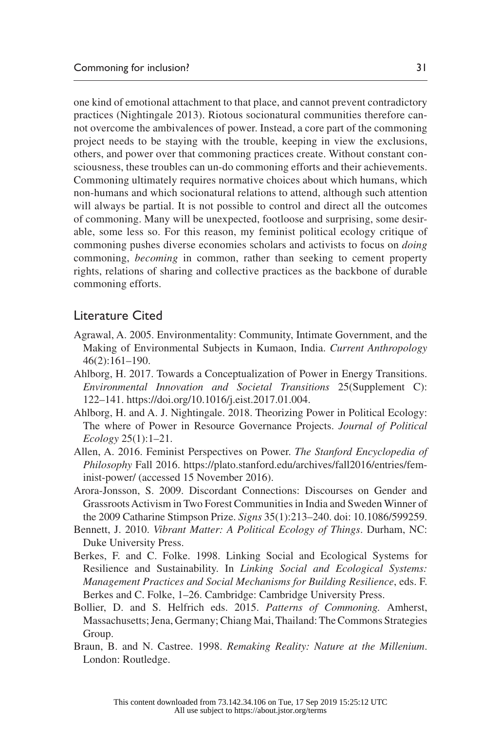one kind of emotional attachment to that place, and cannot prevent contradictory practices (Nightingale 2013). Riotous socionatural communities therefore cannot overcome the ambivalences of power. Instead, a core part of the commoning project needs to be staying with the trouble, keeping in view the exclusions, others, and power over that commoning practices create. Without constant consciousness, these troubles can un-do commoning efforts and their achievements. Commoning ultimately requires normative choices about which humans, which non-humans and which socionatural relations to attend, although such attention will always be partial. It is not possible to control and direct all the outcomes of commoning. Many will be unexpected, footloose and surprising, some desirable, some less so. For this reason, my feminist political ecology critique of commoning pushes diverse economies scholars and activists to focus on *doing* commoning, *becoming* in common, rather than seeking to cement property rights, relations of sharing and collective practices as the backbone of durable commoning efforts.

## Literature Cited

Agrawal, A. 2005. Environmentality: Community, Intimate Government, and the Making of Environmental Subjects in Kumaon, India. *Current Anthropology* 46(2):161–190.

Ahlborg, H. 2017. Towards a Conceptualization of Power in Energy Transitions. *Environmental Innovation and Societal Transitions* 25(Supplement C): 122–141. https://doi.org/10.1016/j.eist.2017.01.004.

Ahlborg, H. and A. J. Nightingale. 2018. Theorizing Power in Political Ecology: The where of Power in Resource Governance Projects. *Journal of Political Ecology* 25(1):1–21.

Allen, A. 2016. Feminist Perspectives on Power. *The Stanford Encyclopedia of Philosophy* Fall 2016. https://plato.stanford.edu/archives/fall2016/entries/feminist-power/ (accessed 15 November 2016).

Arora-Jonsson, S. 2009. Discordant Connections: Discourses on Gender and Grassroots Activism in Two Forest Communities in India and Sweden Winner of the 2009 Catharine Stimpson Prize. *Signs* 35(1):213–240. doi: 10.1086/599259.

Bennett, J. 2010. *Vibrant Matter: A Political Ecology of Things*. Durham, NC: Duke University Press.

Berkes, F. and C. Folke. 1998. Linking Social and Ecological Systems for Resilience and Sustainability. In *Linking Social and Ecological Systems: Management Practices and Social Mechanisms for Building Resilience*, eds. F. Berkes and C. Folke, 1–26. Cambridge: Cambridge University Press.

Bollier, D. and S. Helfrich eds. 2015. *Patterns of Commoning.* Amherst, Massachusetts; Jena, Germany; Chiang Mai, Thailand: The Commons Strategies Group.

Braun, B. and N. Castree. 1998. *Remaking Reality: Nature at the Millenium*. London: Routledge.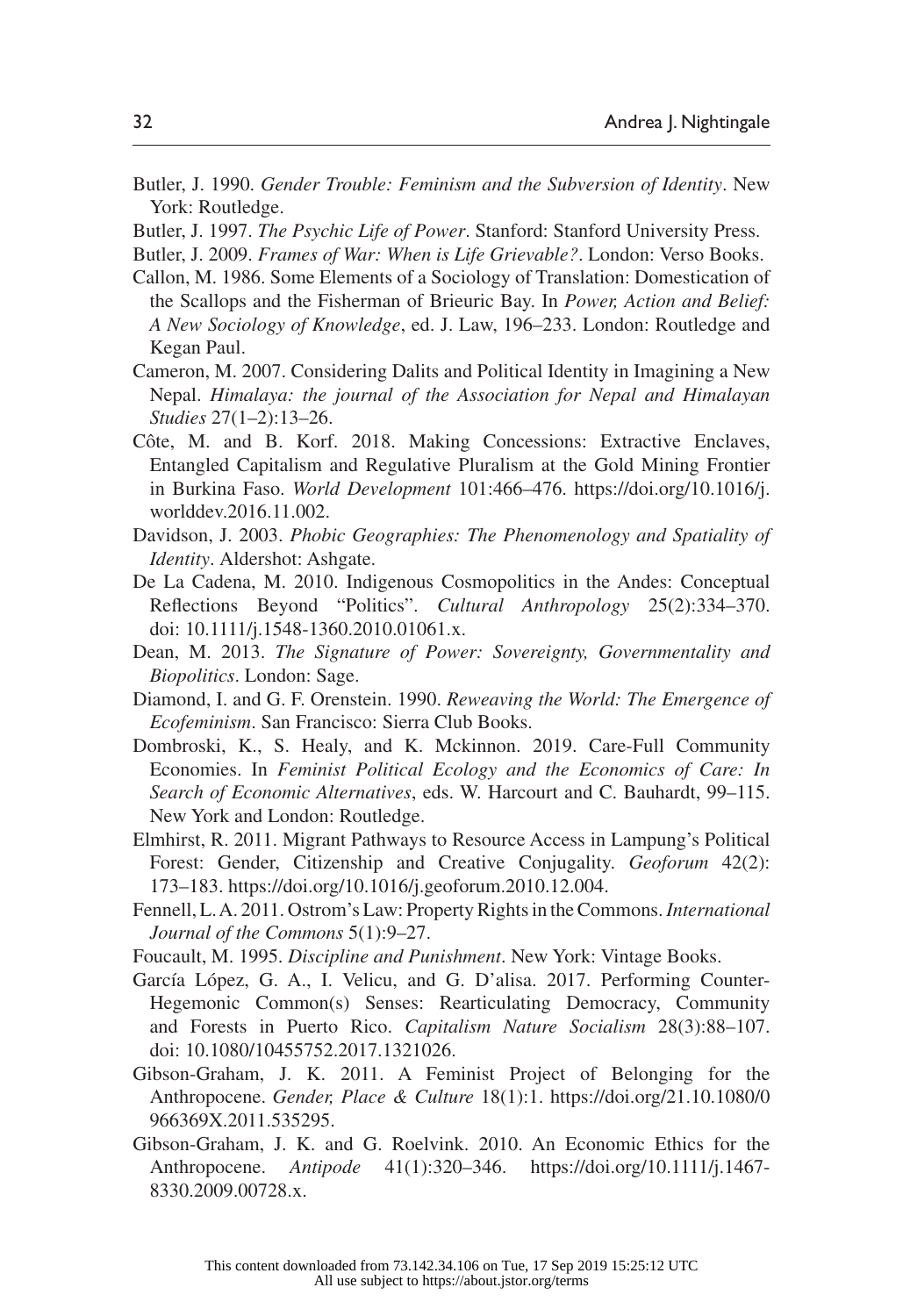Butler, J. 1990. *Gender Trouble: Feminism and the Subversion of Identity*. New York: Routledge.

Butler, J. 1997. *The Psychic Life of Power*. Stanford: Stanford University Press.

Butler, J. 2009. *Frames of War: When is Life Grievable?*. London: Verso Books.

Callon, M. 1986. Some Elements of a Sociology of Translation: Domestication of the Scallops and the Fisherman of Brieuric Bay. In *Power, Action and Belief: A New Sociology of Knowledge*, ed. J. Law, 196–233. London: Routledge and Kegan Paul.

Cameron, M. 2007. Considering Dalits and Political Identity in Imagining a New Nepal. *Himalaya: the journal of the Association for Nepal and Himalayan Studies* 27(1–2):13–26.

Côte, M. and B. Korf. 2018. Making Concessions: Extractive Enclaves, Entangled Capitalism and Regulative Pluralism at the Gold Mining Frontier in Burkina Faso. *World Development* 101:466–476. https://doi.org/10.1016/j.worlddev.2016.11.002.

Davidson, J. 2003. *Phobic Geographies: The Phenomenology and Spatiality of Identity*. Aldershot: Ashgate.

De La Cadena, M. 2010. Indigenous Cosmopolitics in the Andes: Conceptual Reflections Beyond "Politics". *Cultural Anthropology* 25(2):334–370. doi: 10.1111/j.1548-1360.2010.01061.x.

Dean, M. 2013. *The Signature of Power: Sovereignty, Governmentality and Biopolitics*. London: Sage.

Diamond, I. and G. F. Orenstein. 1990. *Reweaving the World: The Emergence of Ecofeminism*. San Francisco: Sierra Club Books.

Dombroski, K., S. Healy, and K. Mckinnon. 2019. Care-Full Community Economies. In *Feminist Political Ecology and the Economics of Care: In Search of Economic Alternatives*, eds. W. Harcourt and C. Bauhardt, 99–115. New York and London: Routledge.

Elmhirst, R. 2011. Migrant Pathways to Resource Access in Lampung's Political Forest: Gender, Citizenship and Creative Conjugality. *Geoforum* 42(2): 173–183. https://doi.org/10.1016/j.geoforum.2010.12.004.

Fennell, L. A. 2011. Ostrom's Law: Property Rights in the Commons. *International Journal of the Commons* 5(1):9–27.

Foucault, M. 1995. *Discipline and Punishment*. New York: Vintage Books.

García López, G. A., I. Velicu, and G. D'alisa. 2017. Performing Counter-Hegemonic Common(s) Senses: Rearticulating Democracy, Community and Forests in Puerto Rico. *Capitalism Nature Socialism* 28(3):88–107. doi: 10.1080/10455752.2017.1321026.

Gibson-Graham, J. K. 2011. A Feminist Project of Belonging for the Anthropocene. *Gender, Place & Culture* 18(1):1. https://doi.org/21.10.1080/0966369X.2011.535295.

Gibson-Graham, J. K. and G. Roelvink. 2010. An Economic Ethics for the Anthropocene. *Antipode* 41(1):320–346. https://doi.org/10.1111/j.1467-8330.2009.00728.x.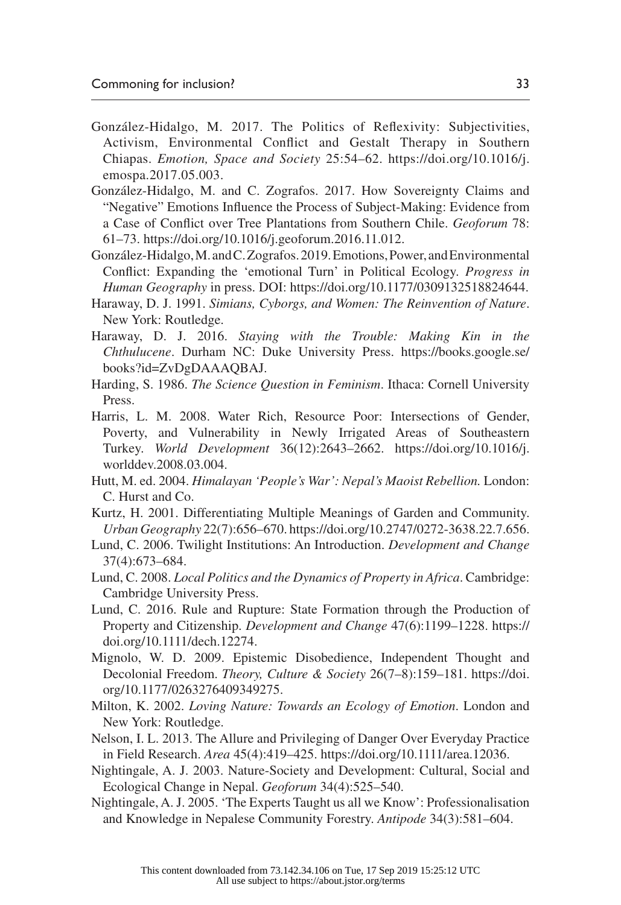González-Hidalgo, M. 2017. The Politics of Reflexivity: Subjectivities, Activism, Environmental Conflict and Gestalt Therapy in Southern Chiapas. *Emotion, Space and Society* 25:54–62. https://doi.org/10.1016/j.emospa.2017.05.003.

González-Hidalgo, M. and C. Zografos. 2017. How Sovereignty Claims and "Negative" Emotions Influence the Process of Subject-Making: Evidence from a Case of Conflict over Tree Plantations from Southern Chile. *Geoforum* 78: 61–73. https://doi.org/10.1016/j.geoforum.2016.11.012.

González-Hidalgo, M. and C. Zografos. 2019. Emotions, Power, and Environmental Conflict: Expanding the 'emotional Turn' in Political Ecology. *Progress in Human Geography* in press. DOI: https://doi.org/10.1177/0309132518824644.

Haraway, D. J. 1991. *Simians, Cyborgs, and Women: The Reinvention of Nature*. New York: Routledge.

Haraway, D. J. 2016. *Staying with the Trouble: Making Kin in the Chthulucene*. Durham NC: Duke University Press. https://books.google.se/books?id=ZvDgDAAAQBAJ.

Harding, S. 1986. *The Science Question in Feminism*. Ithaca: Cornell University Press.

Harris, L. M. 2008. Water Rich, Resource Poor: Intersections of Gender, Poverty, and Vulnerability in Newly Irrigated Areas of Southeastern Turkey. *World Development* 36(12):2643–2662. https://doi.org/10.1016/j.worlddev.2008.03.004.

Hutt, M. ed. 2004. *Himalayan 'People's War': Nepal's Maoist Rebellion.* London: C. Hurst and Co.

Kurtz, H. 2001. Differentiating Multiple Meanings of Garden and Community. *Urban Geography* 22(7):656–670. https://doi.org/10.2747/0272-3638.22.7.656.

Lund, C. 2006. Twilight Institutions: An Introduction. *Development and Change* 37(4):673–684.

Lund, C. 2008. *Local Politics and the Dynamics of Property in Africa*. Cambridge: Cambridge University Press.

Lund, C. 2016. Rule and Rupture: State Formation through the Production of Property and Citizenship. *Development and Change* 47(6):1199–1228. https://doi.org/10.1111/dech.12274.

Mignolo, W. D. 2009. Epistemic Disobedience, Independent Thought and Decolonial Freedom. *Theory, Culture & Society* 26(7–8):159–181. https://doi.org/10.1177/0263276409349275.

Milton, K. 2002. *Loving Nature: Towards an Ecology of Emotion*. London and New York: Routledge.

Nelson, I. L. 2013. The Allure and Privileging of Danger Over Everyday Practice in Field Research. *Area* 45(4):419–425. https://doi.org/10.1111/area.12036.

Nightingale, A. J. 2003. Nature-Society and Development: Cultural, Social and Ecological Change in Nepal. *Geoforum* 34(4):525–540.

Nightingale, A. J. 2005. 'The Experts Taught us all we Know': Professionalisation and Knowledge in Nepalese Community Forestry. *Antipode* 34(3):581–604.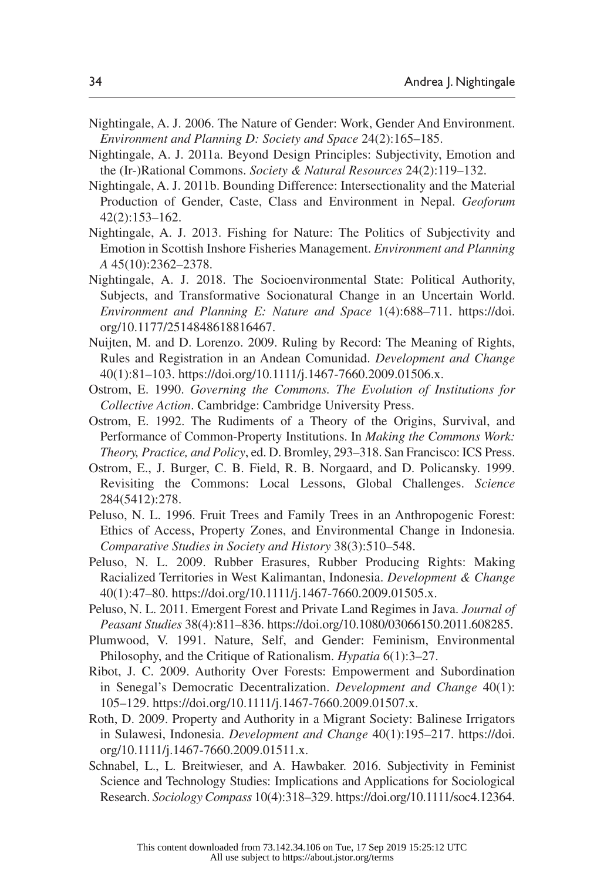Nightingale, A. J. 2006. The Nature of Gender: Work, Gender And Environment. *Environment and Planning D: Society and Space* 24(2):165–185.

Nightingale, A. J. 2011a. Beyond Design Principles: Subjectivity, Emotion and the (Ir-)Rational Commons. *Society & Natural Resources* 24(2):119–132.

Nightingale, A. J. 2011b. Bounding Difference: Intersectionality and the Material Production of Gender, Caste, Class and Environment in Nepal. *Geoforum* 42(2):153–162.

Nightingale, A. J. 2013. Fishing for Nature: The Politics of Subjectivity and Emotion in Scottish Inshore Fisheries Management. *Environment and Planning A* 45(10):2362–2378.

Nightingale, A. J. 2018. The Socioenvironmental State: Political Authority, Subjects, and Transformative Socionatural Change in an Uncertain World. *Environment and Planning E: Nature and Space* 1(4):688–711. https://doi.org/10.1177/2514848618816467.

Nuijten, M. and D. Lorenzo. 2009. Ruling by Record: The Meaning of Rights, Rules and Registration in an Andean Comunidad. *Development and Change* 40(1):81–103. https://doi.org/10.1111/j.1467-7660.2009.01506.x.

Ostrom, E. 1990. *Governing the Commons. The Evolution of Institutions for Collective Action*. Cambridge: Cambridge University Press.

Ostrom, E. 1992. The Rudiments of a Theory of the Origins, Survival, and Performance of Common-Property Institutions. In *Making the Commons Work: Theory, Practice, and Policy*, ed. D. Bromley, 293–318. San Francisco: ICS Press.

Ostrom, E., J. Burger, C. B. Field, R. B. Norgaard, and D. Policansky. 1999. Revisiting the Commons: Local Lessons, Global Challenges. *Science* 284(5412):278.

Peluso, N. L. 1996. Fruit Trees and Family Trees in an Anthropogenic Forest: Ethics of Access, Property Zones, and Environmental Change in Indonesia. *Comparative Studies in Society and History* 38(3):510–548.

Peluso, N. L. 2009. Rubber Erasures, Rubber Producing Rights: Making Racialized Territories in West Kalimantan, Indonesia. *Development & Change* 40(1):47–80. https://doi.org/10.1111/j.1467-7660.2009.01505.x.

Peluso, N. L. 2011. Emergent Forest and Private Land Regimes in Java. *Journal of Peasant Studies* 38(4):811–836. https://doi.org/10.1080/03066150.2011.608285.

Plumwood, V. 1991. Nature, Self, and Gender: Feminism, Environmental Philosophy, and the Critique of Rationalism. *Hypatia* 6(1):3–27.

Ribot, J. C. 2009. Authority Over Forests: Empowerment and Subordination in Senegal's Democratic Decentralization. *Development and Change* 40(1): 105–129. https://doi.org/10.1111/j.1467-7660.2009.01507.x.

Roth, D. 2009. Property and Authority in a Migrant Society: Balinese Irrigators in Sulawesi, Indonesia. *Development and Change* 40(1):195–217. https://doi.org/10.1111/j.1467-7660.2009.01511.x.

Schnabel, L., L. Breitwieser, and A. Hawbaker. 2016. Subjectivity in Feminist Science and Technology Studies: Implications and Applications for Sociological Research. *Sociology Compass* 10(4):318–329. https://doi.org/10.1111/soc4.12364.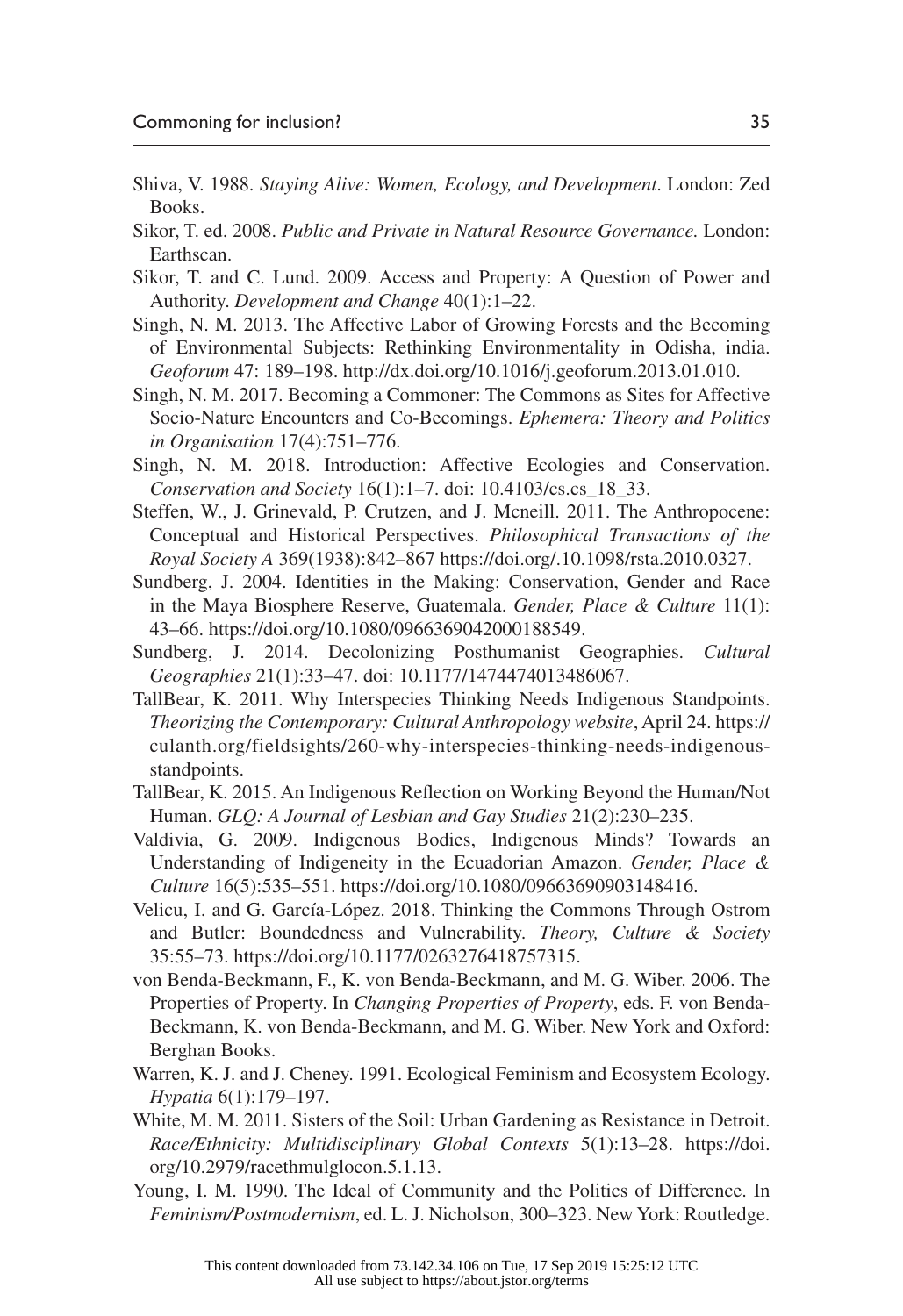Shiva, V. 1988. *Staying Alive: Women, Ecology, and Development*. London: Zed Books.

Sikor, T. ed. 2008. *Public and Private in Natural Resource Governance.* London: Earthscan.

Sikor, T. and C. Lund. 2009. Access and Property: A Question of Power and Authority. *Development and Change* 40(1):1–22.

Singh, N. M. 2013. The Affective Labor of Growing Forests and the Becoming of Environmental Subjects: Rethinking Environmentality in Odisha, india. *Geoforum* 47: 189–198. http://dx.doi.org/10.1016/j.geoforum.2013.01.010.

Singh, N. M. 2017. Becoming a Commoner: The Commons as Sites for Affective Socio-Nature Encounters and Co-Becomings. *Ephemera: Theory and Politics in Organisation* 17(4):751–776.

Singh, N. M. 2018. Introduction: Affective Ecologies and Conservation. *Conservation and Society* 16(1):1–7. doi: 10.4103/cs.cs_18_33.

Steffen, W., J. Grinevald, P. Crutzen, and J. Mcneill. 2011. The Anthropocene: Conceptual and Historical Perspectives. *Philosophical Transactions of the Royal Society A* 369(1938):842–867 https://doi.org/.10.1098/rsta.2010.0327.

Sundberg, J. 2004. Identities in the Making: Conservation, Gender and Race in the Maya Biosphere Reserve, Guatemala. *Gender, Place & Culture* 11(1): 43–66. https://doi.org/10.1080/0966369042000188549.

Sundberg, J. 2014. Decolonizing Posthumanist Geographies. *Cultural Geographies* 21(1):33–47. doi: 10.1177/1474474013486067.

TallBear, K. 2011. Why Interspecies Thinking Needs Indigenous Standpoints. *Theorizing the Contemporary: Cultural Anthropology website*, April 24. https://culanth.org/fieldsights/260-why-interspecies-thinking-needs-indigenous-standpoints.

TallBear, K. 2015. An Indigenous Reflection on Working Beyond the Human/Not Human. *GLQ: A Journal of Lesbian and Gay Studies* 21(2):230–235.

Valdivia, G. 2009. Indigenous Bodies, Indigenous Minds? Towards an Understanding of Indigeneity in the Ecuadorian Amazon. *Gender, Place & Culture* 16(5):535–551. https://doi.org/10.1080/09663690903148416.

Velicu, I. and G. García-López. 2018. Thinking the Commons Through Ostrom and Butler: Boundedness and Vulnerability. *Theory, Culture & Society* 35:55–73. https://doi.org/10.1177/0263276418757315.

von Benda-Beckmann, F., K. von Benda-Beckmann, and M. G. Wiber. 2006. The Properties of Property. In *Changing Properties of Property*, eds. F. von Benda-Beckmann, K. von Benda-Beckmann, and M. G. Wiber. New York and Oxford: Berghan Books.

Warren, K. J. and J. Cheney. 1991. Ecological Feminism and Ecosystem Ecology. *Hypatia* 6(1):179–197.

White, M. M. 2011. Sisters of the Soil: Urban Gardening as Resistance in Detroit. *Race/Ethnicity: Multidisciplinary Global Contexts* 5(1):13–28. https://doi.org/10.2979/racethmulglocon.5.1.13.

Young, I. M. 1990. The Ideal of Community and the Politics of Difference. In *Feminism/Postmodernism*, ed. L. J. Nicholson, 300–323. New York: Routledge.